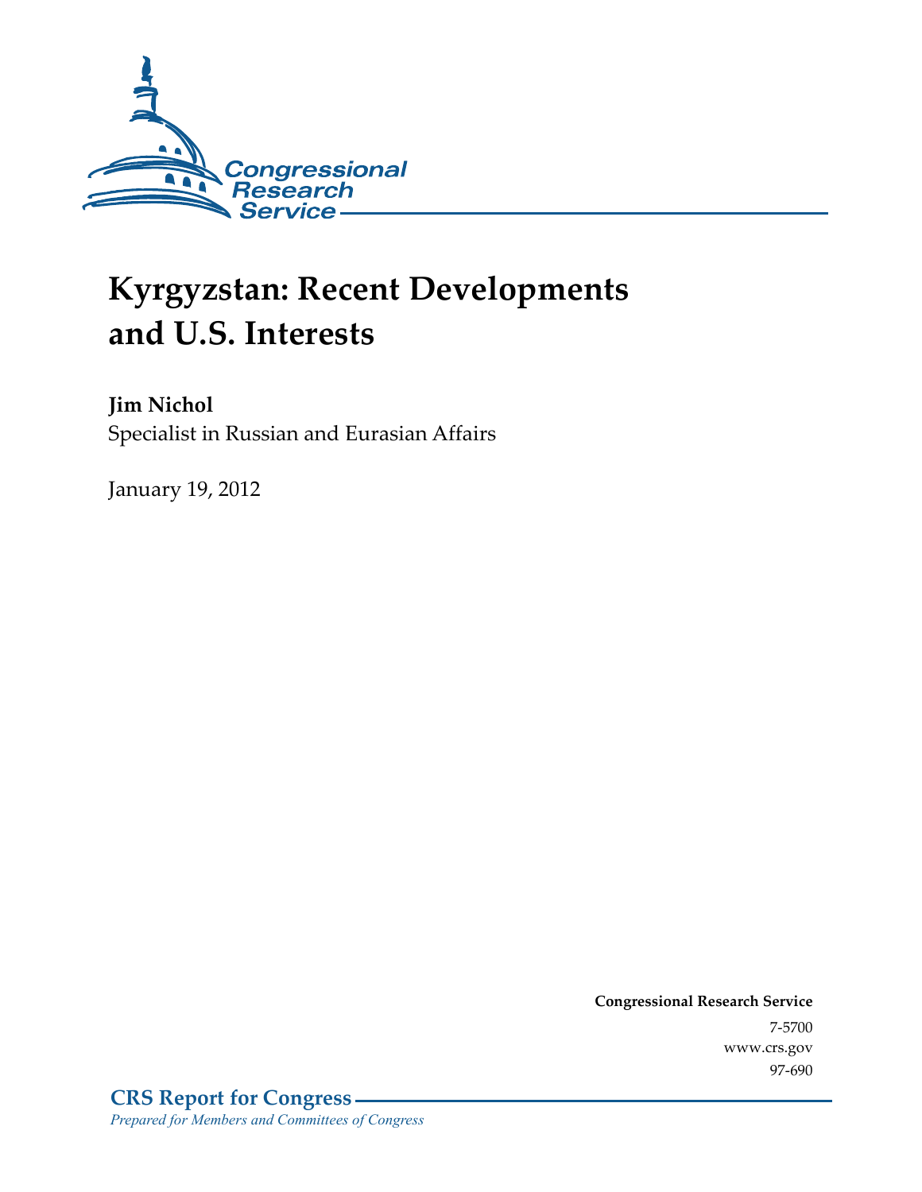Congressional Research Service

# Kyrgyzstan: Recent Developments and U.S. Interests

**Jim Nichol**
Specialist in Russian and Eurasian Affairs

January 19, 2012

**Congressional Research Service**
7-5700
www.crs.gov
97-690

**CRS Report for Congress**
*Prepared for Members and Committees of Congress*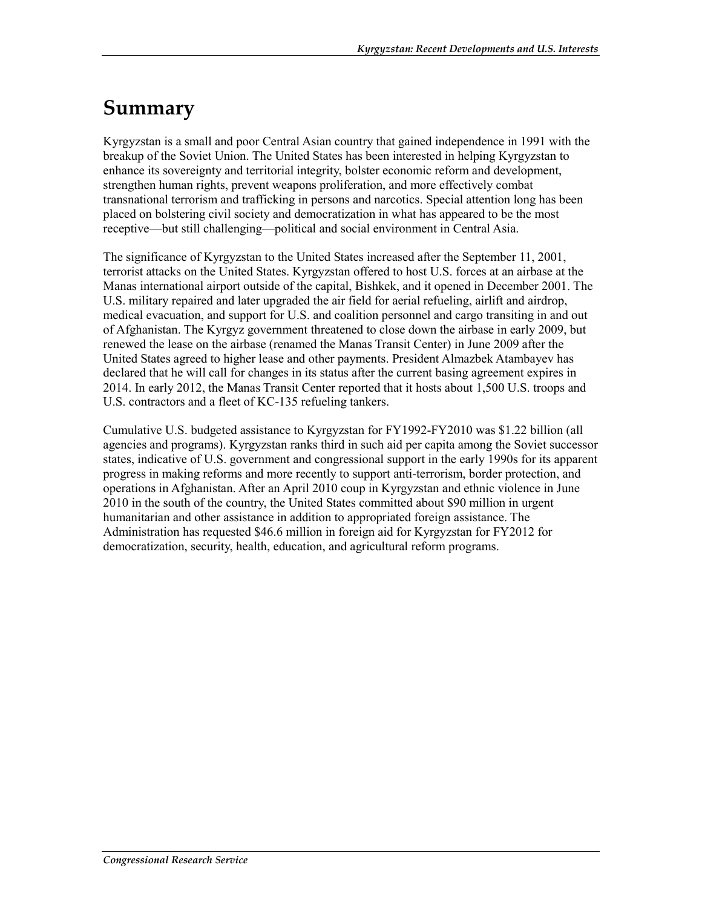# Summary

Kyrgyzstan is a small and poor Central Asian country that gained independence in 1991 with the breakup of the Soviet Union. The United States has been interested in helping Kyrgyzstan to enhance its sovereignty and territorial integrity, bolster economic reform and development, strengthen human rights, prevent weapons proliferation, and more effectively combat transnational terrorism and trafficking in persons and narcotics. Special attention long has been placed on bolstering civil society and democratization in what has appeared to be the most receptive—but still challenging—political and social environment in Central Asia.

The significance of Kyrgyzstan to the United States increased after the September 11, 2001, terrorist attacks on the United States. Kyrgyzstan offered to host U.S. forces at an airbase at the Manas international airport outside of the capital, Bishkek, and it opened in December 2001. The U.S. military repaired and later upgraded the air field for aerial refueling, airlift and airdrop, medical evacuation, and support for U.S. and coalition personnel and cargo transiting in and out of Afghanistan. The Kyrgyz government threatened to close down the airbase in early 2009, but renewed the lease on the airbase (renamed the Manas Transit Center) in June 2009 after the United States agreed to higher lease and other payments. President Almazbek Atambayev has declared that he will call for changes in its status after the current basing agreement expires in 2014. In early 2012, the Manas Transit Center reported that it hosts about 1,500 U.S. troops and U.S. contractors and a fleet of KC-135 refueling tankers.

Cumulative U.S. budgeted assistance to Kyrgyzstan for FY1992-FY2010 was $1.22 billion (all agencies and programs). Kyrgyzstan ranks third in such aid per capita among the Soviet successor states, indicative of U.S. government and congressional support in the early 1990s for its apparent progress in making reforms and more recently to support anti-terrorism, border protection, and operations in Afghanistan. After an April 2010 coup in Kyrgyzstan and ethnic violence in June 2010 in the south of the country, the United States committed about $90 million in urgent humanitarian and other assistance in addition to appropriated foreign assistance. The Administration has requested $46.6 million in foreign aid for Kyrgyzstan for FY2012 for democratization, security, health, education, and agricultural reform programs.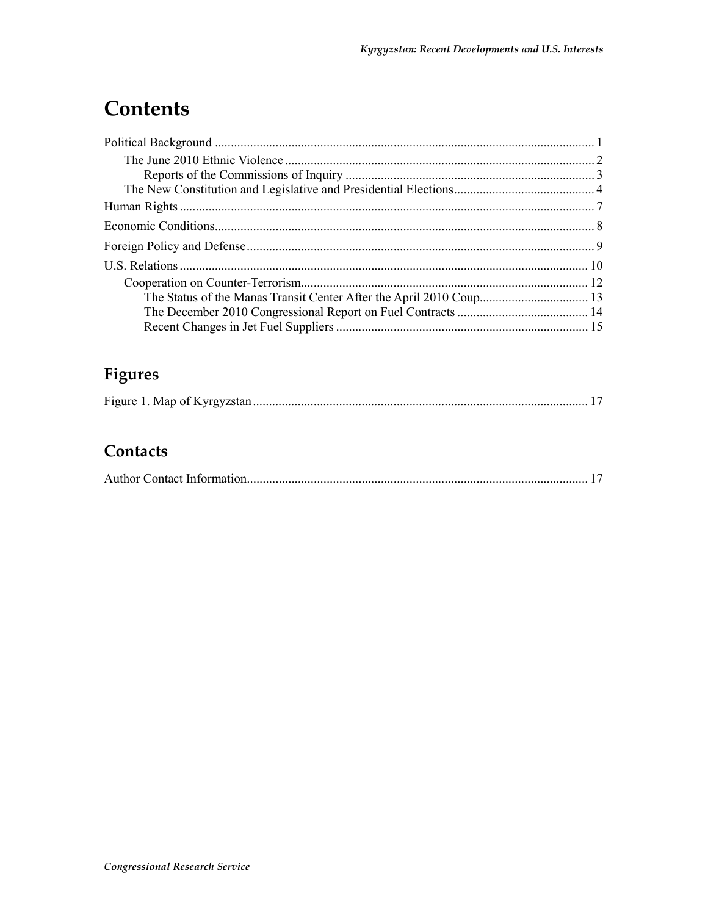# Contents

Political Background ........................................................................................................................ 1

- The June 2010 Ethnic Violence ................................................................................................. 2
  - Reports of the Commissions of Inquiry .............................................................................. 3
- The New Constitution and Legislative and Presidential Elections............................................ 4

Human Rights .................................................................................................................................. 7

Economic Conditions........................................................................................................................ 8

Foreign Policy and Defense.............................................................................................................. 9

U.S. Relations ................................................................................................................................ 10

- Cooperation on Counter-Terrorism.......................................................................................... 12
  - The Status of the Manas Transit Center After the April 2010 Coup.................................. 13
  - The December 2010 Congressional Report on Fuel Contracts .......................................... 14
  - Recent Changes in Jet Fuel Suppliers ............................................................................... 15

## Figures

Figure 1. Map of Kyrgyzstan.......................................................................................................... 17

## Contacts

Author Contact Information............................................................................................................ 17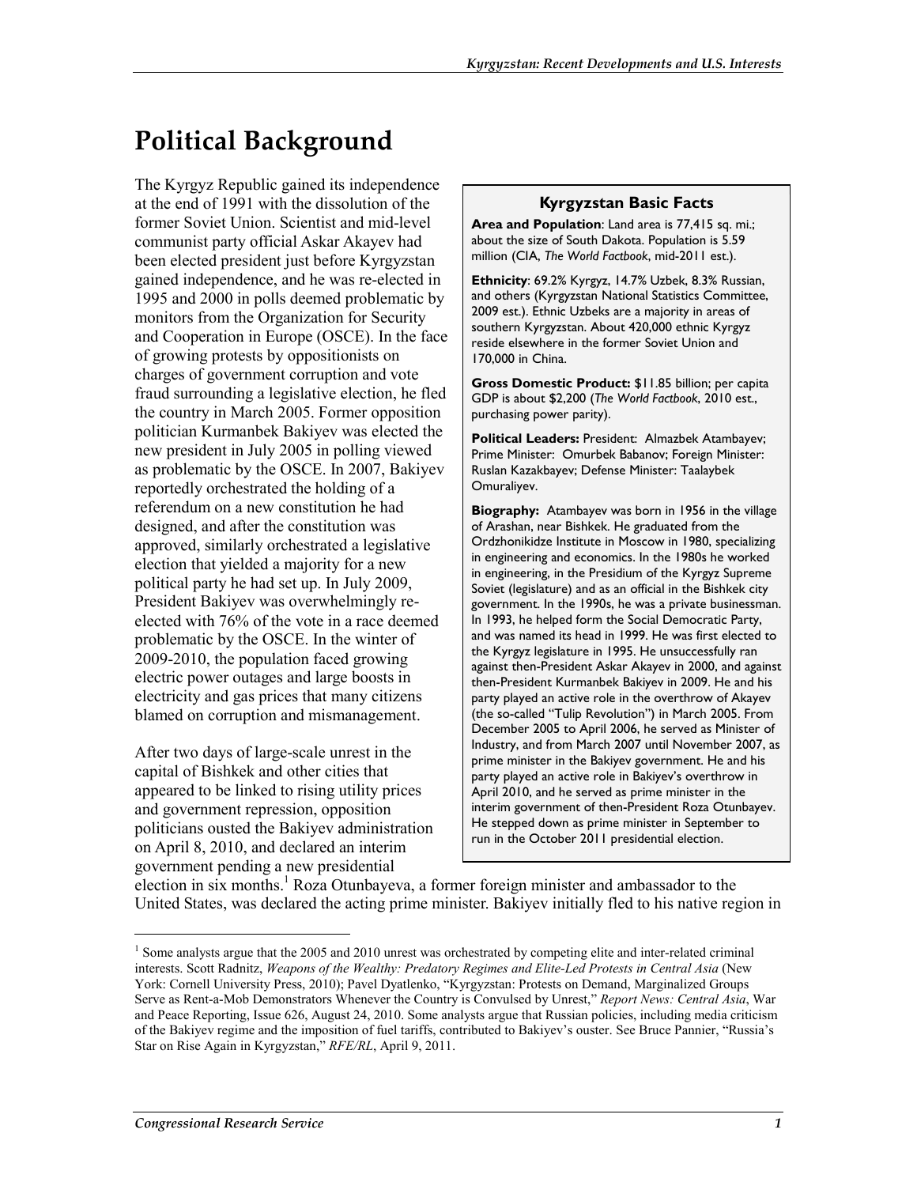# Political Background

The Kyrgyz Republic gained its independence at the end of 1991 with the dissolution of the former Soviet Union. Scientist and mid-level communist party official Askar Akayev had been elected president just before Kyrgyzstan gained independence, and he was re-elected in 1995 and 2000 in polls deemed problematic by monitors from the Organization for Security and Cooperation in Europe (OSCE). In the face of growing protests by oppositionists on charges of government corruption and vote fraud surrounding a legislative election, he fled the country in March 2005. Former opposition politician Kurmanbek Bakiyev was elected the new president in July 2005 in polling viewed as problematic by the OSCE. In 2007, Bakiyev reportedly orchestrated the holding of a referendum on a new constitution he had designed, and after the constitution was approved, similarly orchestrated a legislative election that yielded a majority for a new political party he had set up. In July 2009, President Bakiyev was overwhelmingly re-elected with 76% of the vote in a race deemed problematic by the OSCE. In the winter of 2009-2010, the population faced growing electric power outages and large boosts in electricity and gas prices that many citizens blamed on corruption and mismanagement.

After two days of large-scale unrest in the capital of Bishkek and other cities that appeared to be linked to rising utility prices and government repression, opposition politicians ousted the Bakiyev administration on April 8, 2010, and declared an interim government pending a new presidential election in six months.[1] Roza Otunbayeva, a former foreign minister and ambassador to the United States, was declared the acting prime minister. Bakiyev initially fled to his native region in

> **Kyrgyzstan Basic Facts**
>
> **Area and Population**: Land area is 77,415 sq. mi.; about the size of South Dakota. Population is 5.59 million (CIA, *The World Factbook*, mid-2011 est.).
>
> **Ethnicity**: 69.2% Kyrgyz, 14.7% Uzbek, 8.3% Russian, and others (Kyrgyzstan National Statistics Committee, 2009 est.). Ethnic Uzbeks are a majority in areas of southern Kyrgyzstan. About 420,000 ethnic Kyrgyz reside elsewhere in the former Soviet Union and 170,000 in China.
>
> **Gross Domestic Product:** $11.85 billion; per capita GDP is about $2,200 (*The World Factbook*, 2010 est., purchasing power parity).
>
> **Political Leaders:** President: Almazbek Atambayev; Prime Minister: Omurbek Babanov; Foreign Minister: Ruslan Kazakbayev; Defense Minister: Taalaybek Omuraliyev.
>
> **Biography:** Atambayev was born in 1956 in the village of Arashan, near Bishkek. He graduated from the Ordzhonikidze Institute in Moscow in 1980, specializing in engineering and economics. In the 1980s he worked in engineering, in the Presidium of the Kyrgyz Supreme Soviet (legislature) and as an official in the Bishkek city government. In the 1990s, he was a private businessman. In 1993, he helped form the Social Democratic Party, and was named its head in 1999. He was first elected to the Kyrgyz legislature in 1995. He unsuccessfully ran against then-President Askar Akayev in 2000, and against then-President Kurmanbek Bakiyev in 2009. He and his party played an active role in the overthrow of Akayev (the so-called "Tulip Revolution") in March 2005. From December 2005 to April 2006, he served as Minister of Industry, and from March 2007 until November 2007, as prime minister in the Bakiyev government. He and his party played an active role in Bakiyev's overthrow in April 2010, and he served as prime minister in the interim government of then-President Roza Otunbayev. He stepped down as prime minister in September to run in the October 2011 presidential election.

[1] Some analysts argue that the 2005 and 2010 unrest was orchestrated by competing elite and inter-related criminal interests. Scott Radnitz, *Weapons of the Wealthy: Predatory Regimes and Elite-Led Protests in Central Asia* (New York: Cornell University Press, 2010); Pavel Dyatlenko, "Kyrgyzstan: Protests on Demand, Marginalized Groups Serve as Rent-a-Mob Demonstrators Whenever the Country is Convulsed by Unrest," *Report News: Central Asia*, War and Peace Reporting, Issue 626, August 24, 2010. Some analysts argue that Russian policies, including media criticism of the Bakiyev regime and the imposition of fuel tariffs, contributed to Bakiyev's ouster. See Bruce Pannier, "Russia's Star on Rise Again in Kyrgyzstan," *RFE/RL*, April 9, 2011.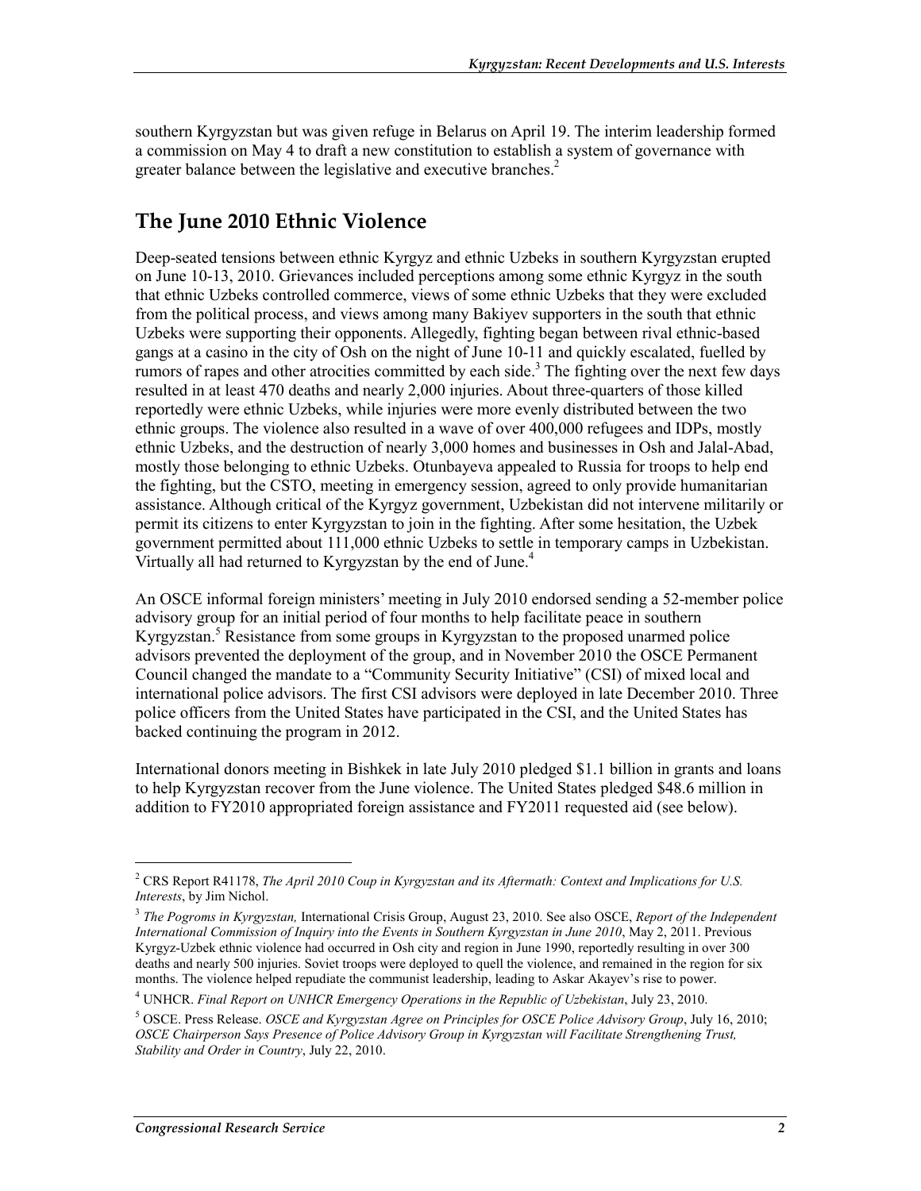southern Kyrgyzstan but was given refuge in Belarus on April 19. The interim leadership formed a commission on May 4 to draft a new constitution to establish a system of governance with greater balance between the legislative and executive branches.[2]

## The June 2010 Ethnic Violence

Deep-seated tensions between ethnic Kyrgyz and ethnic Uzbeks in southern Kyrgyzstan erupted on June 10-13, 2010. Grievances included perceptions among some ethnic Kyrgyz in the south that ethnic Uzbeks controlled commerce, views of some ethnic Uzbeks that they were excluded from the political process, and views among many Bakiyev supporters in the south that ethnic Uzbeks were supporting their opponents. Allegedly, fighting began between rival ethnic-based gangs at a casino in the city of Osh on the night of June 10-11 and quickly escalated, fuelled by rumors of rapes and other atrocities committed by each side.[3] The fighting over the next few days resulted in at least 470 deaths and nearly 2,000 injuries. About three-quarters of those killed reportedly were ethnic Uzbeks, while injuries were more evenly distributed between the two ethnic groups. The violence also resulted in a wave of over 400,000 refugees and IDPs, mostly ethnic Uzbeks, and the destruction of nearly 3,000 homes and businesses in Osh and Jalal-Abad, mostly those belonging to ethnic Uzbeks. Otunbayeva appealed to Russia for troops to help end the fighting, but the CSTO, meeting in emergency session, agreed to only provide humanitarian assistance. Although critical of the Kyrgyz government, Uzbekistan did not intervene militarily or permit its citizens to enter Kyrgyzstan to join in the fighting. After some hesitation, the Uzbek government permitted about 111,000 ethnic Uzbeks to settle in temporary camps in Uzbekistan. Virtually all had returned to Kyrgyzstan by the end of June.[4]

An OSCE informal foreign ministers' meeting in July 2010 endorsed sending a 52-member police advisory group for an initial period of four months to help facilitate peace in southern Kyrgyzstan.[5] Resistance from some groups in Kyrgyzstan to the proposed unarmed police advisors prevented the deployment of the group, and in November 2010 the OSCE Permanent Council changed the mandate to a "Community Security Initiative" (CSI) of mixed local and international police advisors. The first CSI advisors were deployed in late December 2010. Three police officers from the United States have participated in the CSI, and the United States has backed continuing the program in 2012.

International donors meeting in Bishkek in late July 2010 pledged $1.1 billion in grants and loans to help Kyrgyzstan recover from the June violence. The United States pledged $48.6 million in addition to FY2010 appropriated foreign assistance and FY2011 requested aid (see below).

---

[2] CRS Report R41178, *The April 2010 Coup in Kyrgyzstan and its Aftermath: Context and Implications for U.S. Interests*, by Jim Nichol.

[3] *The Pogroms in Kyrgyzstan,* International Crisis Group, August 23, 2010. See also OSCE, *Report of the Independent International Commission of Inquiry into the Events in Southern Kyrgyzstan in June 2010*, May 2, 2011. Previous Kyrgyz-Uzbek ethnic violence had occurred in Osh city and region in June 1990, reportedly resulting in over 300 deaths and nearly 500 injuries. Soviet troops were deployed to quell the violence, and remained in the region for six months. The violence helped repudiate the communist leadership, leading to Askar Akayev's rise to power.

[4] UNHCR. *Final Report on UNHCR Emergency Operations in the Republic of Uzbekistan*, July 23, 2010.

[5] OSCE. Press Release. *OSCE and Kyrgyzstan Agree on Principles for OSCE Police Advisory Group*, July 16, 2010; *OSCE Chairperson Says Presence of Police Advisory Group in Kyrgyzstan will Facilitate Strengthening Trust, Stability and Order in Country*, July 22, 2010.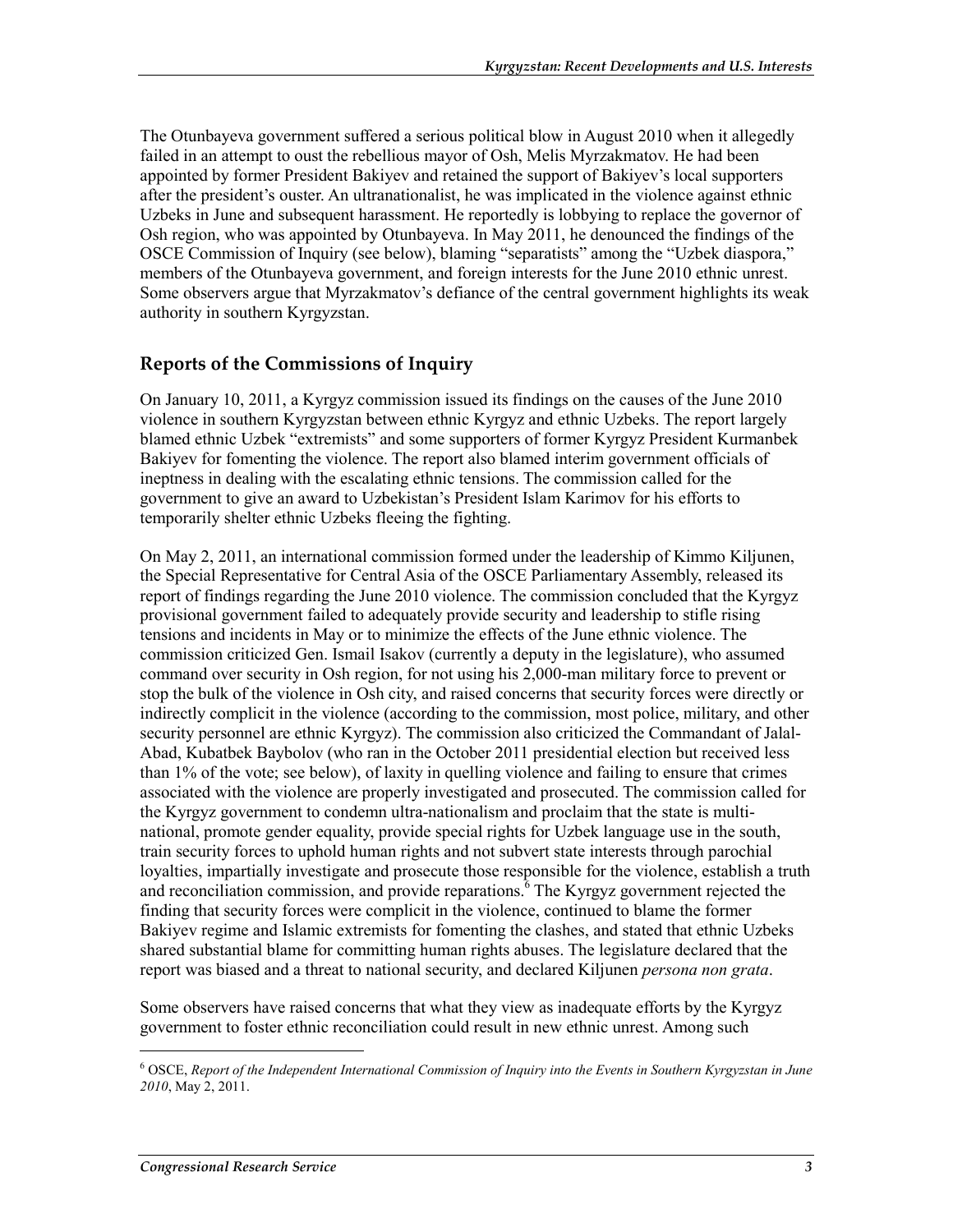The Otunbayeva government suffered a serious political blow in August 2010 when it allegedly failed in an attempt to oust the rebellious mayor of Osh, Melis Myrzakmatov. He had been appointed by former President Bakiyev and retained the support of Bakiyev's local supporters after the president's ouster. An ultranationalist, he was implicated in the violence against ethnic Uzbeks in June and subsequent harassment. He reportedly is lobbying to replace the governor of Osh region, who was appointed by Otunbayeva. In May 2011, he denounced the findings of the OSCE Commission of Inquiry (see below), blaming "separatists" among the "Uzbek diaspora," members of the Otunbayeva government, and foreign interests for the June 2010 ethnic unrest. Some observers argue that Myrzakmatov's defiance of the central government highlights its weak authority in southern Kyrgyzstan.

## Reports of the Commissions of Inquiry

On January 10, 2011, a Kyrgyz commission issued its findings on the causes of the June 2010 violence in southern Kyrgyzstan between ethnic Kyrgyz and ethnic Uzbeks. The report largely blamed ethnic Uzbek "extremists" and some supporters of former Kyrgyz President Kurmanbek Bakiyev for fomenting the violence. The report also blamed interim government officials of ineptness in dealing with the escalating ethnic tensions. The commission called for the government to give an award to Uzbekistan's President Islam Karimov for his efforts to temporarily shelter ethnic Uzbeks fleeing the fighting.

On May 2, 2011, an international commission formed under the leadership of Kimmo Kiljunen, the Special Representative for Central Asia of the OSCE Parliamentary Assembly, released its report of findings regarding the June 2010 violence. The commission concluded that the Kyrgyz provisional government failed to adequately provide security and leadership to stifle rising tensions and incidents in May or to minimize the effects of the June ethnic violence. The commission criticized Gen. Ismail Isakov (currently a deputy in the legislature), who assumed command over security in Osh region, for not using his 2,000-man military force to prevent or stop the bulk of the violence in Osh city, and raised concerns that security forces were directly or indirectly complicit in the violence (according to the commission, most police, military, and other security personnel are ethnic Kyrgyz). The commission also criticized the Commandant of Jalal-Abad, Kubatbek Baybolov (who ran in the October 2011 presidential election but received less than 1% of the vote; see below), of laxity in quelling violence and failing to ensure that crimes associated with the violence are properly investigated and prosecuted. The commission called for the Kyrgyz government to condemn ultra-nationalism and proclaim that the state is multi-national, promote gender equality, provide special rights for Uzbek language use in the south, train security forces to uphold human rights and not subvert state interests through parochial loyalties, impartially investigate and prosecute those responsible for the violence, establish a truth and reconciliation commission, and provide reparations.[6] The Kyrgyz government rejected the finding that security forces were complicit in the violence, continued to blame the former Bakiyev regime and Islamic extremists for fomenting the clashes, and stated that ethnic Uzbeks shared substantial blame for committing human rights abuses. The legislature declared that the report was biased and a threat to national security, and declared Kiljunen *persona non grata*.

Some observers have raised concerns that what they view as inadequate efforts by the Kyrgyz government to foster ethnic reconciliation could result in new ethnic unrest. Among such

---

[6] OSCE, *Report of the Independent International Commission of Inquiry into the Events in Southern Kyrgyzstan in June 2010*, May 2, 2011.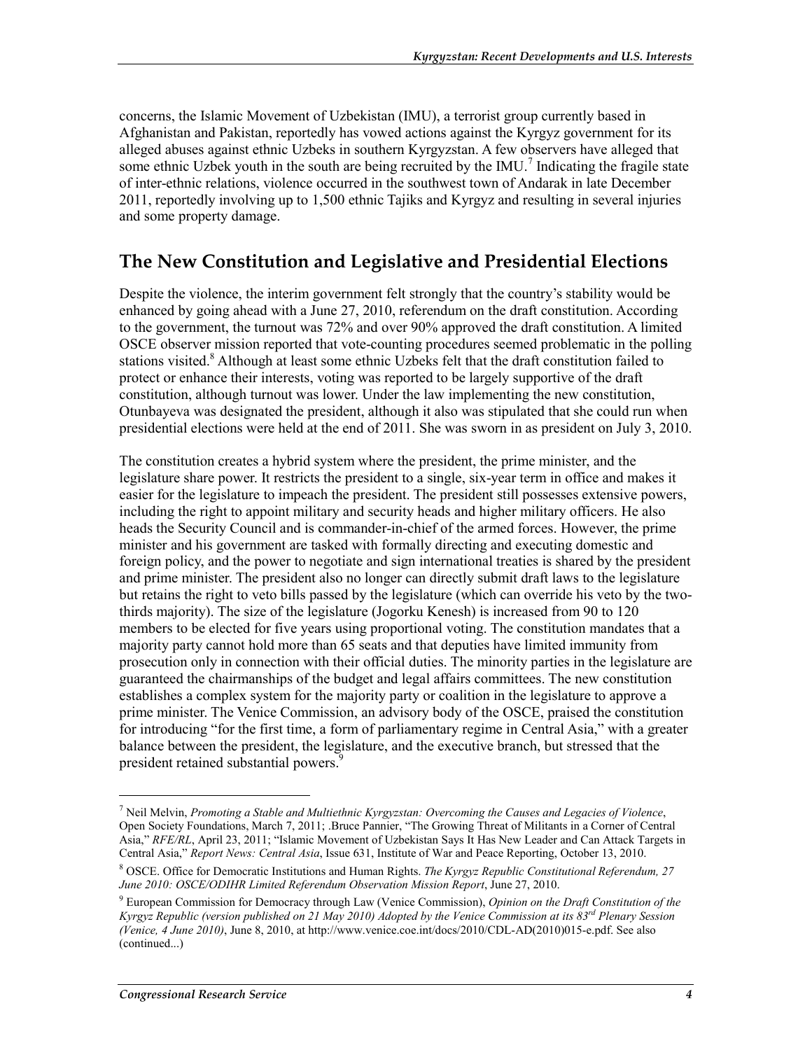concerns, the Islamic Movement of Uzbekistan (IMU), a terrorist group currently based in Afghanistan and Pakistan, reportedly has vowed actions against the Kyrgyz government for its alleged abuses against ethnic Uzbeks in southern Kyrgyzstan. A few observers have alleged that some ethnic Uzbek youth in the south are being recruited by the IMU.[7] Indicating the fragile state of inter-ethnic relations, violence occurred in the southwest town of Andarak in late December 2011, reportedly involving up to 1,500 ethnic Tajiks and Kyrgyz and resulting in several injuries and some property damage.

## The New Constitution and Legislative and Presidential Elections

Despite the violence, the interim government felt strongly that the country's stability would be enhanced by going ahead with a June 27, 2010, referendum on the draft constitution. According to the government, the turnout was 72% and over 90% approved the draft constitution. A limited OSCE observer mission reported that vote-counting procedures seemed problematic in the polling stations visited.[8] Although at least some ethnic Uzbeks felt that the draft constitution failed to protect or enhance their interests, voting was reported to be largely supportive of the draft constitution, although turnout was lower. Under the law implementing the new constitution, Otunbayeva was designated the president, although it also was stipulated that she could run when presidential elections were held at the end of 2011. She was sworn in as president on July 3, 2010.

The constitution creates a hybrid system where the president, the prime minister, and the legislature share power. It restricts the president to a single, six-year term in office and makes it easier for the legislature to impeach the president. The president still possesses extensive powers, including the right to appoint military and security heads and higher military officers. He also heads the Security Council and is commander-in-chief of the armed forces. However, the prime minister and his government are tasked with formally directing and executing domestic and foreign policy, and the power to negotiate and sign international treaties is shared by the president and prime minister. The president also no longer can directly submit draft laws to the legislature but retains the right to veto bills passed by the legislature (which can override his veto by the two-thirds majority). The size of the legislature (Jogorku Kenesh) is increased from 90 to 120 members to be elected for five years using proportional voting. The constitution mandates that a majority party cannot hold more than 65 seats and that deputies have limited immunity from prosecution only in connection with their official duties. The minority parties in the legislature are guaranteed the chairmanships of the budget and legal affairs committees. The new constitution establishes a complex system for the majority party or coalition in the legislature to approve a prime minister. The Venice Commission, an advisory body of the OSCE, praised the constitution for introducing "for the first time, a form of parliamentary regime in Central Asia," with a greater balance between the president, the legislature, and the executive branch, but stressed that the president retained substantial powers.[9]

---

[7] Neil Melvin, *Promoting a Stable and Multiethnic Kyrgyzstan: Overcoming the Causes and Legacies of Violence*, Open Society Foundations, March 7, 2011; .Bruce Pannier, "The Growing Threat of Militants in a Corner of Central Asia," *RFE/RL*, April 23, 2011; "Islamic Movement of Uzbekistan Says It Has New Leader and Can Attack Targets in Central Asia," *Report News: Central Asia*, Issue 631, Institute of War and Peace Reporting, October 13, 2010.

[8] OSCE. Office for Democratic Institutions and Human Rights. *The Kyrgyz Republic Constitutional Referendum, 27 June 2010: OSCE/ODIHR Limited Referendum Observation Mission Report*, June 27, 2010.

[9] European Commission for Democracy through Law (Venice Commission), *Opinion on the Draft Constitution of the Kyrgyz Republic (version published on 21 May 2010) Adopted by the Venice Commission at its 83rd Plenary Session (Venice, 4 June 2010)*, June 8, 2010, at http://www.venice.coe.int/docs/2010/CDL-AD(2010)015-e.pdf. See also (continued...)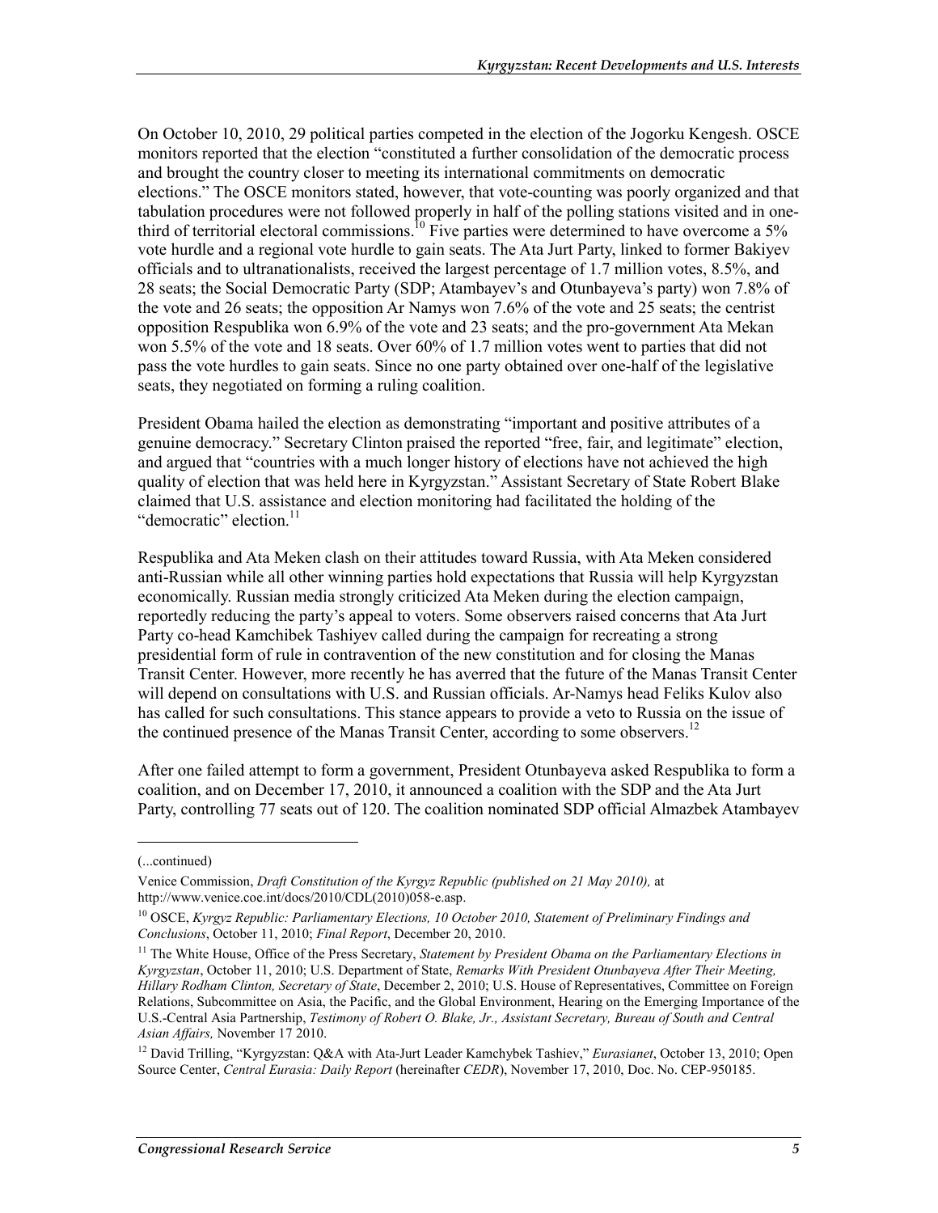On October 10, 2010, 29 political parties competed in the election of the Jogorku Kengesh. OSCE monitors reported that the election "constituted a further consolidation of the democratic process and brought the country closer to meeting its international commitments on democratic elections." The OSCE monitors stated, however, that vote-counting was poorly organized and that tabulation procedures were not followed properly in half of the polling stations visited and in one-third of territorial electoral commissions.[10] Five parties were determined to have overcome a 5% vote hurdle and a regional vote hurdle to gain seats. The Ata Jurt Party, linked to former Bakiyev officials and to ultranationalists, received the largest percentage of 1.7 million votes, 8.5%, and 28 seats; the Social Democratic Party (SDP; Atambayev's and Otunbayeva's party) won 7.8% of the vote and 26 seats; the opposition Ar Namys won 7.6% of the vote and 25 seats; the centrist opposition Respublika won 6.9% of the vote and 23 seats; and the pro-government Ata Mekan won 5.5% of the vote and 18 seats. Over 60% of 1.7 million votes went to parties that did not pass the vote hurdles to gain seats. Since no one party obtained over one-half of the legislative seats, they negotiated on forming a ruling coalition.

President Obama hailed the election as demonstrating "important and positive attributes of a genuine democracy." Secretary Clinton praised the reported "free, fair, and legitimate" election, and argued that "countries with a much longer history of elections have not achieved the high quality of election that was held here in Kyrgyzstan." Assistant Secretary of State Robert Blake claimed that U.S. assistance and election monitoring had facilitated the holding of the "democratic" election.[11]

Respublika and Ata Meken clash on their attitudes toward Russia, with Ata Meken considered anti-Russian while all other winning parties hold expectations that Russia will help Kyrgyzstan economically. Russian media strongly criticized Ata Meken during the election campaign, reportedly reducing the party's appeal to voters. Some observers raised concerns that Ata Jurt Party co-head Kamchibek Tashiyev called during the campaign for recreating a strong presidential form of rule in contravention of the new constitution and for closing the Manas Transit Center. However, more recently he has averred that the future of the Manas Transit Center will depend on consultations with U.S. and Russian officials. Ar-Namys head Feliks Kulov also has called for such consultations. This stance appears to provide a veto to Russia on the issue of the continued presence of the Manas Transit Center, according to some observers.[12]

After one failed attempt to form a government, President Otunbayeva asked Respublika to form a coalition, and on December 17, 2010, it announced a coalition with the SDP and the Ata Jurt Party, controlling 77 seats out of 120. The coalition nominated SDP official Almazbek Atambayev

---

(...continued)

Venice Commission, *Draft Constitution of the Kyrgyz Republic (published on 21 May 2010),* at http://www.venice.coe.int/docs/2010/CDL(2010)058-e.asp.

[10] OSCE, *Kyrgyz Republic: Parliamentary Elections, 10 October 2010, Statement of Preliminary Findings and Conclusions*, October 11, 2010; *Final Report*, December 20, 2010.

[11] The White House, Office of the Press Secretary, *Statement by President Obama on the Parliamentary Elections in Kyrgyzstan*, October 11, 2010; U.S. Department of State, *Remarks With President Otunbayeva After Their Meeting, Hillary Rodham Clinton, Secretary of State*, December 2, 2010; U.S. House of Representatives, Committee on Foreign Relations, Subcommittee on Asia, the Pacific, and the Global Environment, Hearing on the Emerging Importance of the U.S.-Central Asia Partnership, *Testimony of Robert O. Blake, Jr., Assistant Secretary, Bureau of South and Central Asian Affairs,* November 17 2010.

[12] David Trilling, "Kyrgyzstan: Q&A with Ata-Jurt Leader Kamchybek Tashiev," *Eurasianet*, October 13, 2010; Open Source Center, *Central Eurasia: Daily Report* (hereinafter *CEDR*), November 17, 2010, Doc. No. CEP-950185.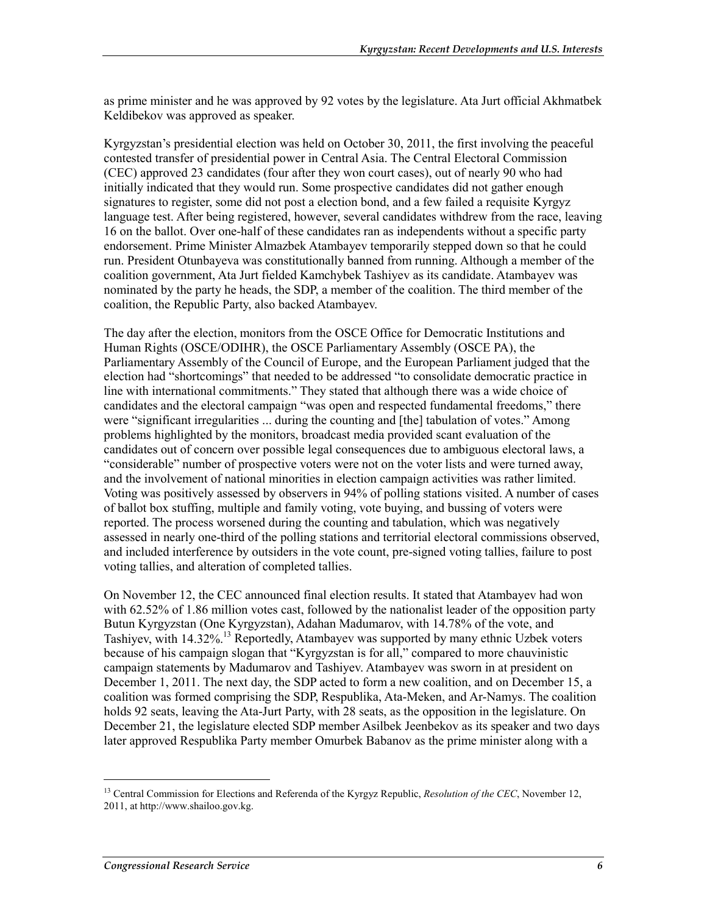as prime minister and he was approved by 92 votes by the legislature. Ata Jurt official Akhmatbek Keldibekov was approved as speaker.

Kyrgyzstan's presidential election was held on October 30, 2011, the first involving the peaceful contested transfer of presidential power in Central Asia. The Central Electoral Commission (CEC) approved 23 candidates (four after they won court cases), out of nearly 90 who had initially indicated that they would run. Some prospective candidates did not gather enough signatures to register, some did not post a election bond, and a few failed a requisite Kyrgyz language test. After being registered, however, several candidates withdrew from the race, leaving 16 on the ballot. Over one-half of these candidates ran as independents without a specific party endorsement. Prime Minister Almazbek Atambayev temporarily stepped down so that he could run. President Otunbayeva was constitutionally banned from running. Although a member of the coalition government, Ata Jurt fielded Kamchybek Tashiyev as its candidate. Atambayev was nominated by the party he heads, the SDP, a member of the coalition. The third member of the coalition, the Republic Party, also backed Atambayev.

The day after the election, monitors from the OSCE Office for Democratic Institutions and Human Rights (OSCE/ODIHR), the OSCE Parliamentary Assembly (OSCE PA), the Parliamentary Assembly of the Council of Europe, and the European Parliament judged that the election had "shortcomings" that needed to be addressed "to consolidate democratic practice in line with international commitments." They stated that although there was a wide choice of candidates and the electoral campaign "was open and respected fundamental freedoms," there were "significant irregularities ... during the counting and [the] tabulation of votes." Among problems highlighted by the monitors, broadcast media provided scant evaluation of the candidates out of concern over possible legal consequences due to ambiguous electoral laws, a "considerable" number of prospective voters were not on the voter lists and were turned away, and the involvement of national minorities in election campaign activities was rather limited. Voting was positively assessed by observers in 94% of polling stations visited. A number of cases of ballot box stuffing, multiple and family voting, vote buying, and bussing of voters were reported. The process worsened during the counting and tabulation, which was negatively assessed in nearly one-third of the polling stations and territorial electoral commissions observed, and included interference by outsiders in the vote count, pre-signed voting tallies, failure to post voting tallies, and alteration of completed tallies.

On November 12, the CEC announced final election results. It stated that Atambayev had won with 62.52% of 1.86 million votes cast, followed by the nationalist leader of the opposition party Butun Kyrgyzstan (One Kyrgyzstan), Adahan Madumarov, with 14.78% of the vote, and Tashiyev, with 14.32%.[13] Reportedly, Atambayev was supported by many ethnic Uzbek voters because of his campaign slogan that "Kyrgyzstan is for all," compared to more chauvinistic campaign statements by Madumarov and Tashiyev. Atambayev was sworn in at president on December 1, 2011. The next day, the SDP acted to form a new coalition, and on December 15, a coalition was formed comprising the SDP, Respublika, Ata-Meken, and Ar-Namys. The coalition holds 92 seats, leaving the Ata-Jurt Party, with 28 seats, as the opposition in the legislature. On December 21, the legislature elected SDP member Asilbek Jeenbekov as its speaker and two days later approved Respublika Party member Omurbek Babanov as the prime minister along with a

[13] Central Commission for Elections and Referenda of the Kyrgyz Republic, *Resolution of the CEC*, November 12, 2011, at http://www.shailoo.gov.kg.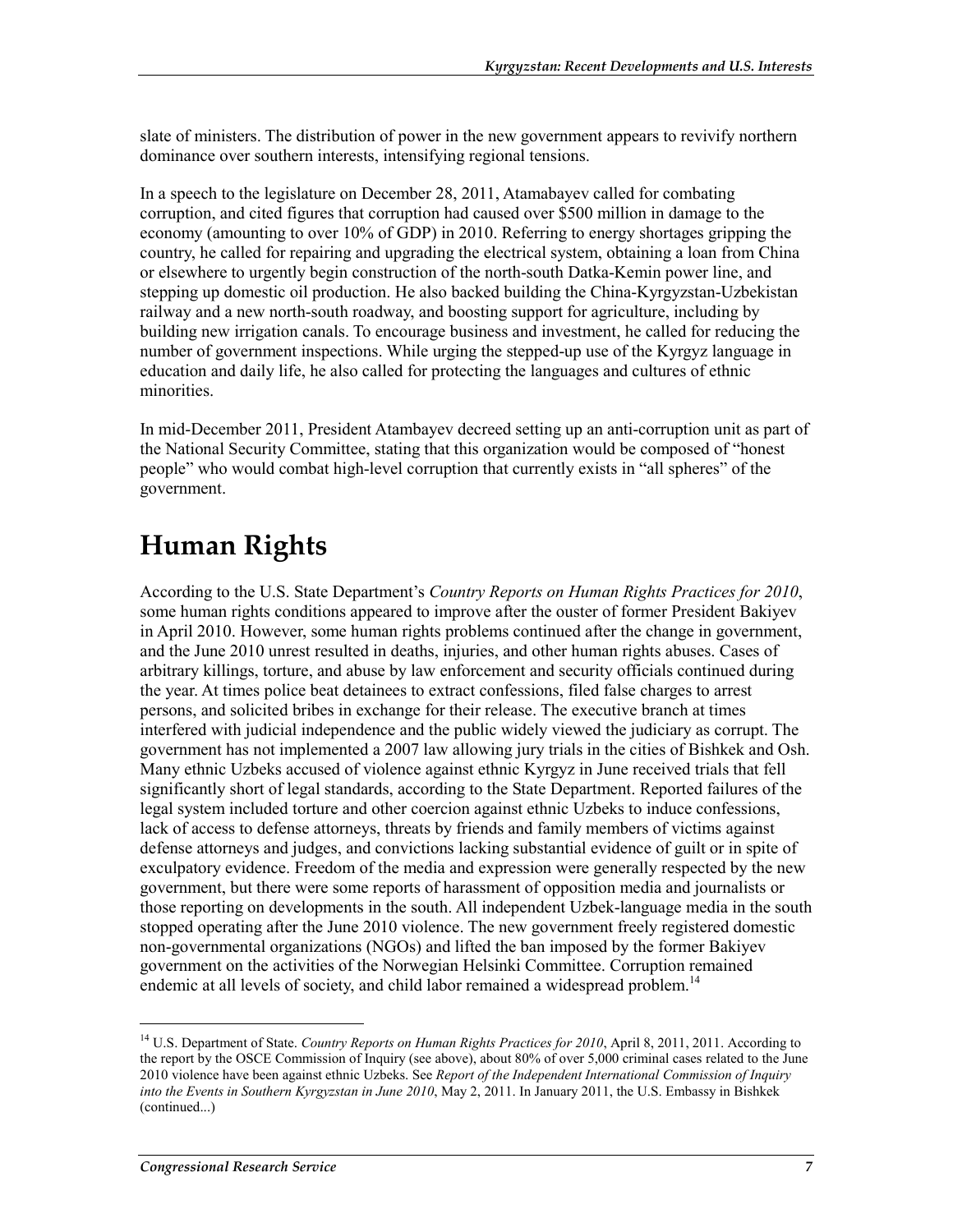slate of ministers. The distribution of power in the new government appears to revivify northern dominance over southern interests, intensifying regional tensions.

In a speech to the legislature on December 28, 2011, Atamabayev called for combating corruption, and cited figures that corruption had caused over $500 million in damage to the economy (amounting to over 10% of GDP) in 2010. Referring to energy shortages gripping the country, he called for repairing and upgrading the electrical system, obtaining a loan from China or elsewhere to urgently begin construction of the north-south Datka-Kemin power line, and stepping up domestic oil production. He also backed building the China-Kyrgyzstan-Uzbekistan railway and a new north-south roadway, and boosting support for agriculture, including by building new irrigation canals. To encourage business and investment, he called for reducing the number of government inspections. While urging the stepped-up use of the Kyrgyz language in education and daily life, he also called for protecting the languages and cultures of ethnic minorities.

In mid-December 2011, President Atambayev decreed setting up an anti-corruption unit as part of the National Security Committee, stating that this organization would be composed of "honest people" who would combat high-level corruption that currently exists in "all spheres" of the government.

# Human Rights

According to the U.S. State Department's *Country Reports on Human Rights Practices for 2010*, some human rights conditions appeared to improve after the ouster of former President Bakiyev in April 2010. However, some human rights problems continued after the change in government, and the June 2010 unrest resulted in deaths, injuries, and other human rights abuses. Cases of arbitrary killings, torture, and abuse by law enforcement and security officials continued during the year. At times police beat detainees to extract confessions, filed false charges to arrest persons, and solicited bribes in exchange for their release. The executive branch at times interfered with judicial independence and the public widely viewed the judiciary as corrupt. The government has not implemented a 2007 law allowing jury trials in the cities of Bishkek and Osh. Many ethnic Uzbeks accused of violence against ethnic Kyrgyz in June received trials that fell significantly short of legal standards, according to the State Department. Reported failures of the legal system included torture and other coercion against ethnic Uzbeks to induce confessions, lack of access to defense attorneys, threats by friends and family members of victims against defense attorneys and judges, and convictions lacking substantial evidence of guilt or in spite of exculpatory evidence. Freedom of the media and expression were generally respected by the new government, but there were some reports of harassment of opposition media and journalists or those reporting on developments in the south. All independent Uzbek-language media in the south stopped operating after the June 2010 violence. The new government freely registered domestic non-governmental organizations (NGOs) and lifted the ban imposed by the former Bakiyev government on the activities of the Norwegian Helsinki Committee. Corruption remained endemic at all levels of society, and child labor remained a widespread problem.[14]

---

[14] U.S. Department of State. *Country Reports on Human Rights Practices for 2010*, April 8, 2011, 2011. According to the report by the OSCE Commission of Inquiry (see above), about 80% of over 5,000 criminal cases related to the June 2010 violence have been against ethnic Uzbeks. See *Report of the Independent International Commission of Inquiry into the Events in Southern Kyrgyzstan in June 2010*, May 2, 2011. In January 2011, the U.S. Embassy in Bishkek (continued...)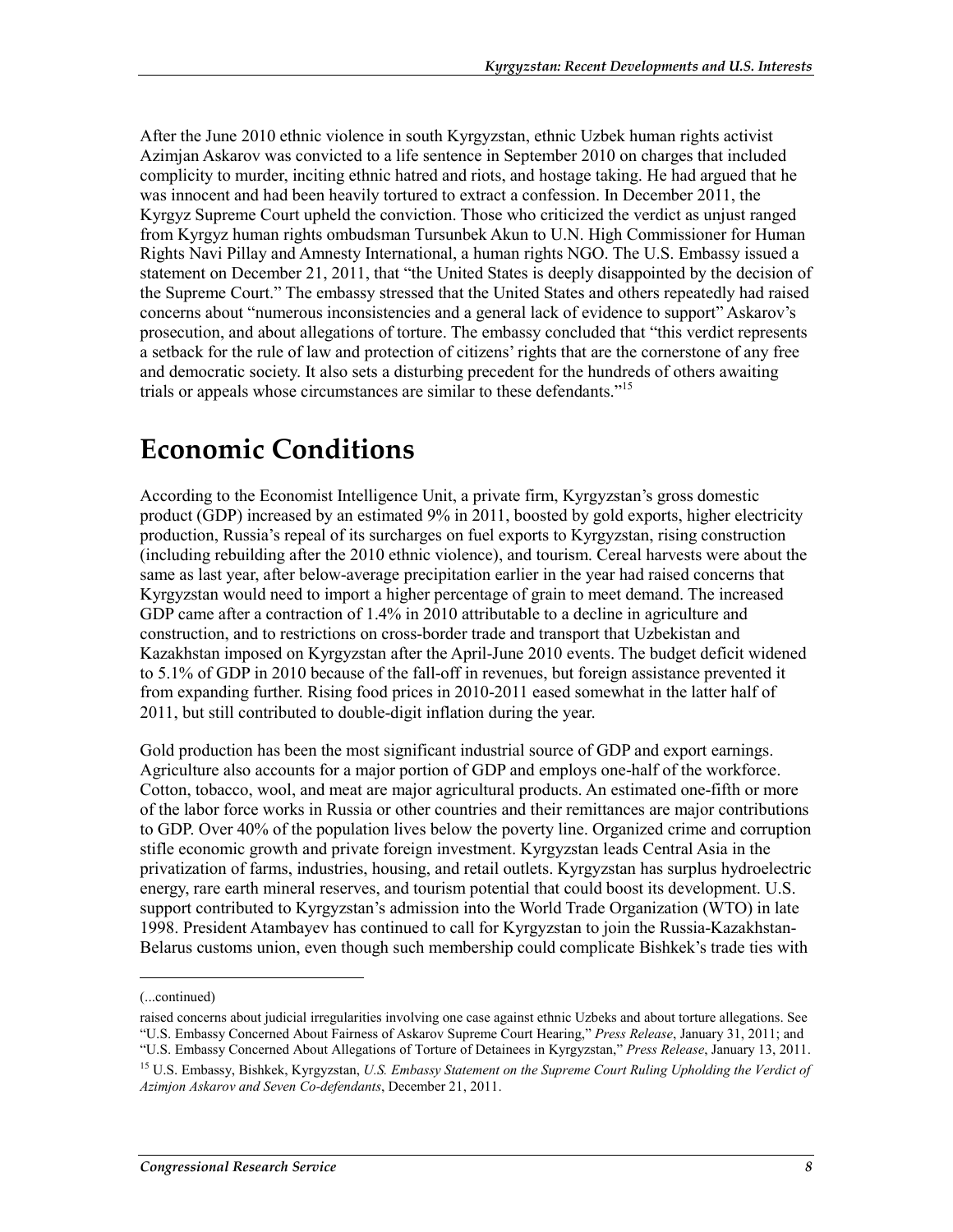After the June 2010 ethnic violence in south Kyrgyzstan, ethnic Uzbek human rights activist Azimjan Askarov was convicted to a life sentence in September 2010 on charges that included complicity to murder, inciting ethnic hatred and riots, and hostage taking. He had argued that he was innocent and had been heavily tortured to extract a confession. In December 2011, the Kyrgyz Supreme Court upheld the conviction. Those who criticized the verdict as unjust ranged from Kyrgyz human rights ombudsman Tursunbek Akun to U.N. High Commissioner for Human Rights Navi Pillay and Amnesty International, a human rights NGO. The U.S. Embassy issued a statement on December 21, 2011, that "the United States is deeply disappointed by the decision of the Supreme Court." The embassy stressed that the United States and others repeatedly had raised concerns about "numerous inconsistencies and a general lack of evidence to support" Askarov's prosecution, and about allegations of torture. The embassy concluded that "this verdict represents a setback for the rule of law and protection of citizens' rights that are the cornerstone of any free and democratic society. It also sets a disturbing precedent for the hundreds of others awaiting trials or appeals whose circumstances are similar to these defendants."[15]

# Economic Conditions

According to the Economist Intelligence Unit, a private firm, Kyrgyzstan's gross domestic product (GDP) increased by an estimated 9% in 2011, boosted by gold exports, higher electricity production, Russia's repeal of its surcharges on fuel exports to Kyrgyzstan, rising construction (including rebuilding after the 2010 ethnic violence), and tourism. Cereal harvests were about the same as last year, after below-average precipitation earlier in the year had raised concerns that Kyrgyzstan would need to import a higher percentage of grain to meet demand. The increased GDP came after a contraction of 1.4% in 2010 attributable to a decline in agriculture and construction, and to restrictions on cross-border trade and transport that Uzbekistan and Kazakhstan imposed on Kyrgyzstan after the April-June 2010 events. The budget deficit widened to 5.1% of GDP in 2010 because of the fall-off in revenues, but foreign assistance prevented it from expanding further. Rising food prices in 2010-2011 eased somewhat in the latter half of 2011, but still contributed to double-digit inflation during the year.

Gold production has been the most significant industrial source of GDP and export earnings. Agriculture also accounts for a major portion of GDP and employs one-half of the workforce. Cotton, tobacco, wool, and meat are major agricultural products. An estimated one-fifth or more of the labor force works in Russia or other countries and their remittances are major contributions to GDP. Over 40% of the population lives below the poverty line. Organized crime and corruption stifle economic growth and private foreign investment. Kyrgyzstan leads Central Asia in the privatization of farms, industries, housing, and retail outlets. Kyrgyzstan has surplus hydroelectric energy, rare earth mineral reserves, and tourism potential that could boost its development. U.S. support contributed to Kyrgyzstan's admission into the World Trade Organization (WTO) in late 1998. President Atambayev has continued to call for Kyrgyzstan to join the Russia-Kazakhstan-Belarus customs union, even though such membership could complicate Bishkek's trade ties with

---

(...continued)

raised concerns about judicial irregularities involving one case against ethnic Uzbeks and about torture allegations. See "U.S. Embassy Concerned About Fairness of Askarov Supreme Court Hearing," *Press Release*, January 31, 2011; and "U.S. Embassy Concerned About Allegations of Torture of Detainees in Kyrgyzstan," *Press Release*, January 13, 2011.

[15] U.S. Embassy, Bishkek, Kyrgyzstan, *U.S. Embassy Statement on the Supreme Court Ruling Upholding the Verdict of Azimjon Askarov and Seven Co-defendants*, December 21, 2011.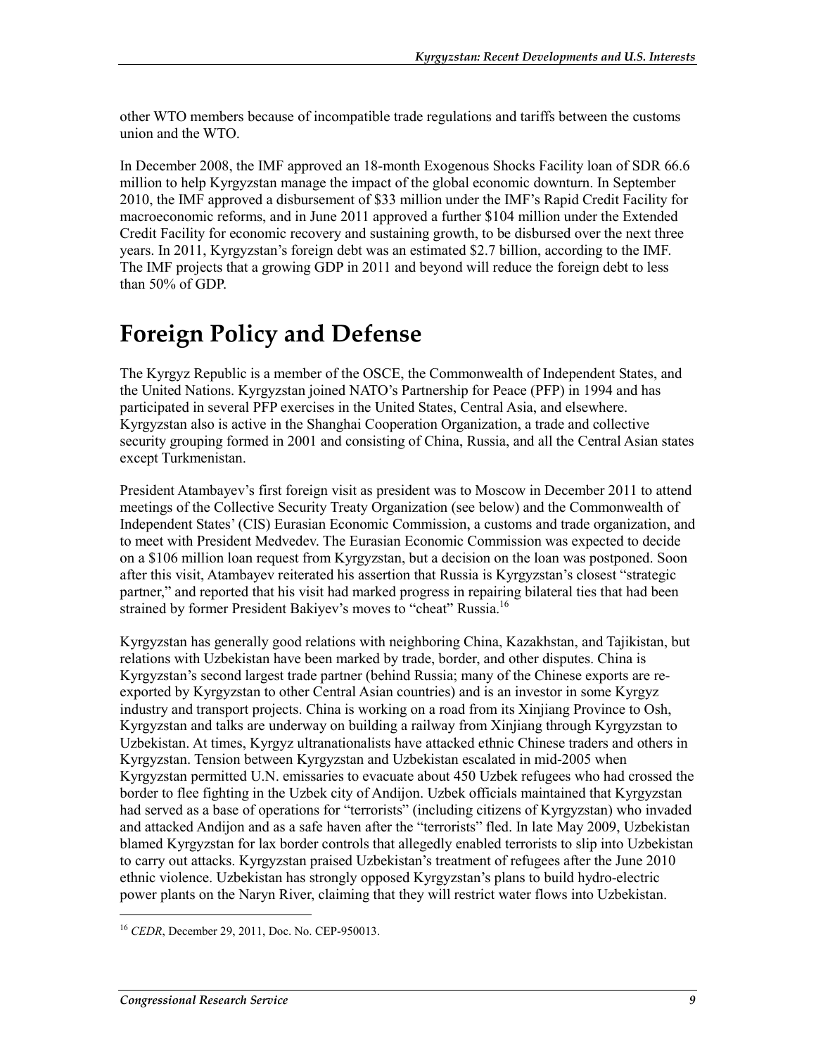other WTO members because of incompatible trade regulations and tariffs between the customs union and the WTO.

In December 2008, the IMF approved an 18-month Exogenous Shocks Facility loan of SDR 66.6 million to help Kyrgyzstan manage the impact of the global economic downturn. In September 2010, the IMF approved a disbursement of $33 million under the IMF's Rapid Credit Facility for macroeconomic reforms, and in June 2011 approved a further $104 million under the Extended Credit Facility for economic recovery and sustaining growth, to be disbursed over the next three years. In 2011, Kyrgyzstan's foreign debt was an estimated $2.7 billion, according to the IMF. The IMF projects that a growing GDP in 2011 and beyond will reduce the foreign debt to less than 50% of GDP.

# Foreign Policy and Defense

The Kyrgyz Republic is a member of the OSCE, the Commonwealth of Independent States, and the United Nations. Kyrgyzstan joined NATO's Partnership for Peace (PFP) in 1994 and has participated in several PFP exercises in the United States, Central Asia, and elsewhere. Kyrgyzstan also is active in the Shanghai Cooperation Organization, a trade and collective security grouping formed in 2001 and consisting of China, Russia, and all the Central Asian states except Turkmenistan.

President Atambayev's first foreign visit as president was to Moscow in December 2011 to attend meetings of the Collective Security Treaty Organization (see below) and the Commonwealth of Independent States' (CIS) Eurasian Economic Commission, a customs and trade organization, and to meet with President Medvedev. The Eurasian Economic Commission was expected to decide on a $106 million loan request from Kyrgyzstan, but a decision on the loan was postponed. Soon after this visit, Atambayev reiterated his assertion that Russia is Kyrgyzstan's closest "strategic partner," and reported that his visit had marked progress in repairing bilateral ties that had been strained by former President Bakiyev's moves to "cheat" Russia.[16]

Kyrgyzstan has generally good relations with neighboring China, Kazakhstan, and Tajikistan, but relations with Uzbekistan have been marked by trade, border, and other disputes. China is Kyrgyzstan's second largest trade partner (behind Russia; many of the Chinese exports are re-exported by Kyrgyzstan to other Central Asian countries) and is an investor in some Kyrgyz industry and transport projects. China is working on a road from its Xinjiang Province to Osh, Kyrgyzstan and talks are underway on building a railway from Xinjiang through Kyrgyzstan to Uzbekistan. At times, Kyrgyz ultranationalists have attacked ethnic Chinese traders and others in Kyrgyzstan. Tension between Kyrgyzstan and Uzbekistan escalated in mid-2005 when Kyrgyzstan permitted U.N. emissaries to evacuate about 450 Uzbek refugees who had crossed the border to flee fighting in the Uzbek city of Andijon. Uzbek officials maintained that Kyrgyzstan had served as a base of operations for "terrorists" (including citizens of Kyrgyzstan) who invaded and attacked Andijon and as a safe haven after the "terrorists" fled. In late May 2009, Uzbekistan blamed Kyrgyzstan for lax border controls that allegedly enabled terrorists to slip into Uzbekistan to carry out attacks. Kyrgyzstan praised Uzbekistan's treatment of refugees after the June 2010 ethnic violence. Uzbekistan has strongly opposed Kyrgyzstan's plans to build hydro-electric power plants on the Naryn River, claiming that they will restrict water flows into Uzbekistan.

---

[16] *CEDR*, December 29, 2011, Doc. No. CEP-950013.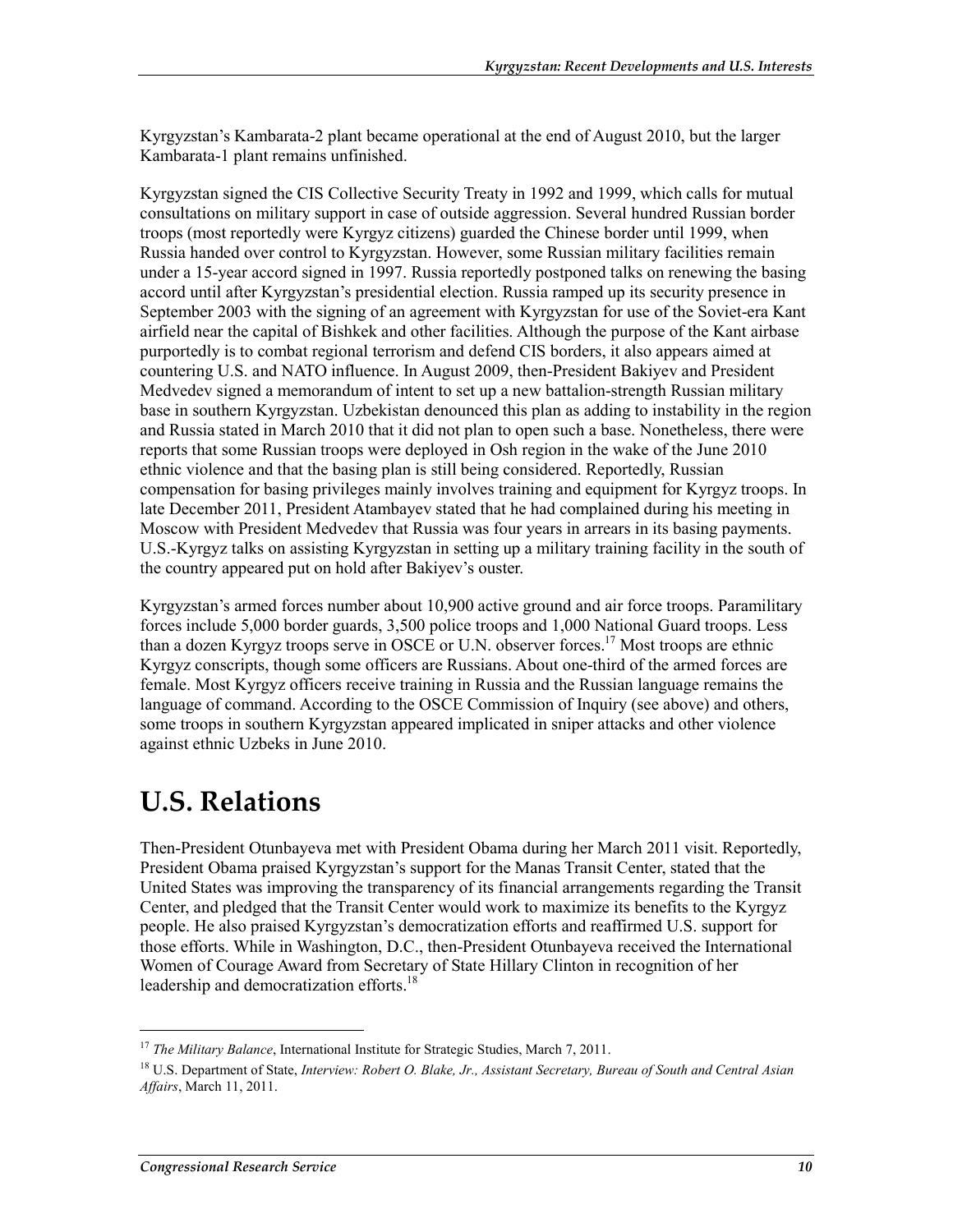Kyrgyzstan's Kambarata-2 plant became operational at the end of August 2010, but the larger Kambarata-1 plant remains unfinished.

Kyrgyzstan signed the CIS Collective Security Treaty in 1992 and 1999, which calls for mutual consultations on military support in case of outside aggression. Several hundred Russian border troops (most reportedly were Kyrgyz citizens) guarded the Chinese border until 1999, when Russia handed over control to Kyrgyzstan. However, some Russian military facilities remain under a 15-year accord signed in 1997. Russia reportedly postponed talks on renewing the basing accord until after Kyrgyzstan's presidential election. Russia ramped up its security presence in September 2003 with the signing of an agreement with Kyrgyzstan for use of the Soviet-era Kant airfield near the capital of Bishkek and other facilities. Although the purpose of the Kant airbase purportedly is to combat regional terrorism and defend CIS borders, it also appears aimed at countering U.S. and NATO influence. In August 2009, then-President Bakiyev and President Medvedev signed a memorandum of intent to set up a new battalion-strength Russian military base in southern Kyrgyzstan. Uzbekistan denounced this plan as adding to instability in the region and Russia stated in March 2010 that it did not plan to open such a base. Nonetheless, there were reports that some Russian troops were deployed in Osh region in the wake of the June 2010 ethnic violence and that the basing plan is still being considered. Reportedly, Russian compensation for basing privileges mainly involves training and equipment for Kyrgyz troops. In late December 2011, President Atambayev stated that he had complained during his meeting in Moscow with President Medvedev that Russia was four years in arrears in its basing payments. U.S.-Kyrgyz talks on assisting Kyrgyzstan in setting up a military training facility in the south of the country appeared put on hold after Bakiyev's ouster.

Kyrgyzstan's armed forces number about 10,900 active ground and air force troops. Paramilitary forces include 5,000 border guards, 3,500 police troops and 1,000 National Guard troops. Less than a dozen Kyrgyz troops serve in OSCE or U.N. observer forces.[17] Most troops are ethnic Kyrgyz conscripts, though some officers are Russians. About one-third of the armed forces are female. Most Kyrgyz officers receive training in Russia and the Russian language remains the language of command. According to the OSCE Commission of Inquiry (see above) and others, some troops in southern Kyrgyzstan appeared implicated in sniper attacks and other violence against ethnic Uzbeks in June 2010.

# U.S. Relations

Then-President Otunbayeva met with President Obama during her March 2011 visit. Reportedly, President Obama praised Kyrgyzstan's support for the Manas Transit Center, stated that the United States was improving the transparency of its financial arrangements regarding the Transit Center, and pledged that the Transit Center would work to maximize its benefits to the Kyrgyz people. He also praised Kyrgyzstan's democratization efforts and reaffirmed U.S. support for those efforts. While in Washington, D.C., then-President Otunbayeva received the International Women of Courage Award from Secretary of State Hillary Clinton in recognition of her leadership and democratization efforts.[18]

---

[17] *The Military Balance*, International Institute for Strategic Studies, March 7, 2011.

[18] U.S. Department of State, *Interview: Robert O. Blake, Jr., Assistant Secretary, Bureau of South and Central Asian Affairs*, March 11, 2011.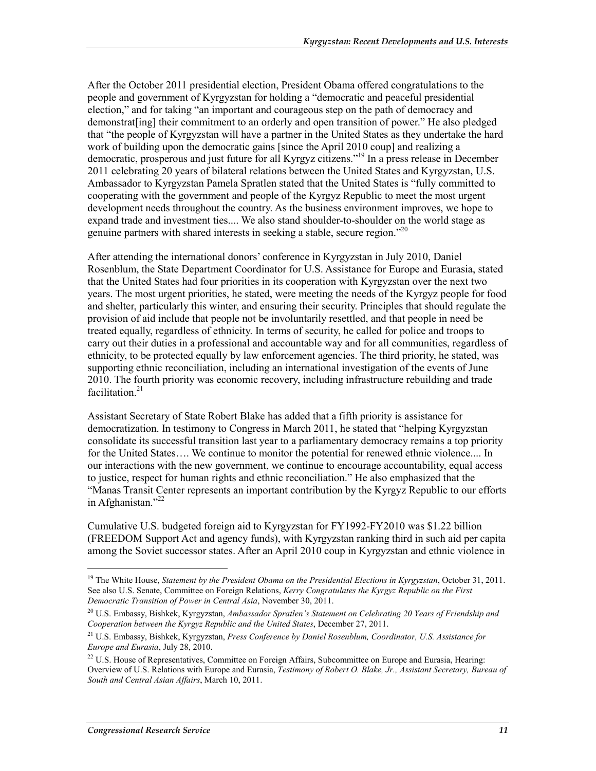After the October 2011 presidential election, President Obama offered congratulations to the people and government of Kyrgyzstan for holding a "democratic and peaceful presidential election," and for taking "an important and courageous step on the path of democracy and demonstrat[ing] their commitment to an orderly and open transition of power." He also pledged that "the people of Kyrgyzstan will have a partner in the United States as they undertake the hard work of building upon the democratic gains [since the April 2010 coup] and realizing a democratic, prosperous and just future for all Kyrgyz citizens."[19] In a press release in December 2011 celebrating 20 years of bilateral relations between the United States and Kyrgyzstan, U.S. Ambassador to Kyrgyzstan Pamela Spratlen stated that the United States is "fully committed to cooperating with the government and people of the Kyrgyz Republic to meet the most urgent development needs throughout the country. As the business environment improves, we hope to expand trade and investment ties.... We also stand shoulder-to-shoulder on the world stage as genuine partners with shared interests in seeking a stable, secure region."[20]

After attending the international donors' conference in Kyrgyzstan in July 2010, Daniel Rosenblum, the State Department Coordinator for U.S. Assistance for Europe and Eurasia, stated that the United States had four priorities in its cooperation with Kyrgyzstan over the next two years. The most urgent priorities, he stated, were meeting the needs of the Kyrgyz people for food and shelter, particularly this winter, and ensuring their security. Principles that should regulate the provision of aid include that people not be involuntarily resettled, and that people in need be treated equally, regardless of ethnicity. In terms of security, he called for police and troops to carry out their duties in a professional and accountable way and for all communities, regardless of ethnicity, to be protected equally by law enforcement agencies. The third priority, he stated, was supporting ethnic reconciliation, including an international investigation of the events of June 2010. The fourth priority was economic recovery, including infrastructure rebuilding and trade facilitation.[21]

Assistant Secretary of State Robert Blake has added that a fifth priority is assistance for democratization. In testimony to Congress in March 2011, he stated that "helping Kyrgyzstan consolidate its successful transition last year to a parliamentary democracy remains a top priority for the United States…. We continue to monitor the potential for renewed ethnic violence.... In our interactions with the new government, we continue to encourage accountability, equal access to justice, respect for human rights and ethnic reconciliation." He also emphasized that the "Manas Transit Center represents an important contribution by the Kyrgyz Republic to our efforts in Afghanistan."[22]

Cumulative U.S. budgeted foreign aid to Kyrgyzstan for FY1992-FY2010 was $1.22 billion (FREEDOM Support Act and agency funds), with Kyrgyzstan ranking third in such aid per capita among the Soviet successor states. After an April 2010 coup in Kyrgyzstan and ethnic violence in

---

[19] The White House, *Statement by the President Obama on the Presidential Elections in Kyrgyzstan*, October 31, 2011. See also U.S. Senate, Committee on Foreign Relations, *Kerry Congratulates the Kyrgyz Republic on the First Democratic Transition of Power in Central Asia*, November 30, 2011.

[20] U.S. Embassy, Bishkek, Kyrgyzstan, *Ambassador Spratlen's Statement on Celebrating 20 Years of Friendship and Cooperation between the Kyrgyz Republic and the United States*, December 27, 2011.

[21] U.S. Embassy, Bishkek, Kyrgyzstan, *Press Conference by Daniel Rosenblum, Coordinator, U.S. Assistance for Europe and Eurasia*, July 28, 2010.

[22] U.S. House of Representatives, Committee on Foreign Affairs, Subcommittee on Europe and Eurasia, Hearing: Overview of U.S. Relations with Europe and Eurasia, *Testimony of Robert O. Blake, Jr., Assistant Secretary, Bureau of South and Central Asian Affairs*, March 10, 2011.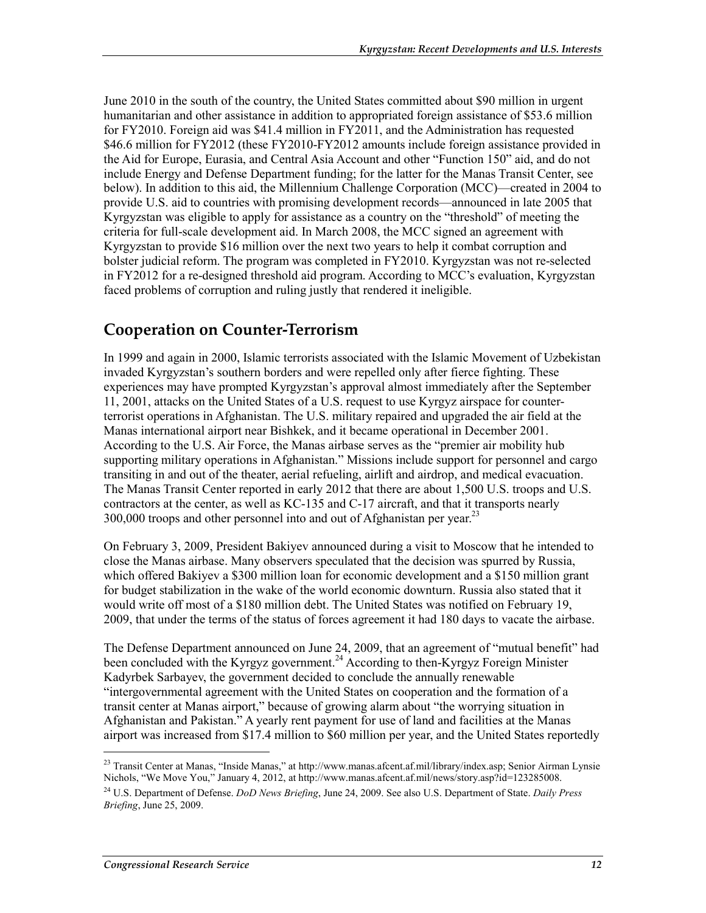June 2010 in the south of the country, the United States committed about $90 million in urgent humanitarian and other assistance in addition to appropriated foreign assistance of $53.6 million for FY2010. Foreign aid was $41.4 million in FY2011, and the Administration has requested $46.6 million for FY2012 (these FY2010-FY2012 amounts include foreign assistance provided in the Aid for Europe, Eurasia, and Central Asia Account and other "Function 150" aid, and do not include Energy and Defense Department funding; for the latter for the Manas Transit Center, see below). In addition to this aid, the Millennium Challenge Corporation (MCC)—created in 2004 to provide U.S. aid to countries with promising development records—announced in late 2005 that Kyrgyzstan was eligible to apply for assistance as a country on the "threshold" of meeting the criteria for full-scale development aid. In March 2008, the MCC signed an agreement with Kyrgyzstan to provide $16 million over the next two years to help it combat corruption and bolster judicial reform. The program was completed in FY2010. Kyrgyzstan was not re-selected in FY2012 for a re-designed threshold aid program. According to MCC's evaluation, Kyrgyzstan faced problems of corruption and ruling justly that rendered it ineligible.

## Cooperation on Counter-Terrorism

In 1999 and again in 2000, Islamic terrorists associated with the Islamic Movement of Uzbekistan invaded Kyrgyzstan's southern borders and were repelled only after fierce fighting. These experiences may have prompted Kyrgyzstan's approval almost immediately after the September 11, 2001, attacks on the United States of a U.S. request to use Kyrgyz airspace for counter-terrorist operations in Afghanistan. The U.S. military repaired and upgraded the air field at the Manas international airport near Bishkek, and it became operational in December 2001. According to the U.S. Air Force, the Manas airbase serves as the "premier air mobility hub supporting military operations in Afghanistan." Missions include support for personnel and cargo transiting in and out of the theater, aerial refueling, airlift and airdrop, and medical evacuation. The Manas Transit Center reported in early 2012 that there are about 1,500 U.S. troops and U.S. contractors at the center, as well as KC-135 and C-17 aircraft, and that it transports nearly 300,000 troops and other personnel into and out of Afghanistan per year.[23]

On February 3, 2009, President Bakiyev announced during a visit to Moscow that he intended to close the Manas airbase. Many observers speculated that the decision was spurred by Russia, which offered Bakiyev a $300 million loan for economic development and a $150 million grant for budget stabilization in the wake of the world economic downturn. Russia also stated that it would write off most of a $180 million debt. The United States was notified on February 19, 2009, that under the terms of the status of forces agreement it had 180 days to vacate the airbase.

The Defense Department announced on June 24, 2009, that an agreement of "mutual benefit" had been concluded with the Kyrgyz government.[24] According to then-Kyrgyz Foreign Minister Kadyrbek Sarbayev, the government decided to conclude the annually renewable "intergovernmental agreement with the United States on cooperation and the formation of a transit center at Manas airport," because of growing alarm about "the worrying situation in Afghanistan and Pakistan." A yearly rent payment for use of land and facilities at the Manas airport was increased from $17.4 million to $60 million per year, and the United States reportedly

---

[23] Transit Center at Manas, "Inside Manas," at http://www.manas.afcent.af.mil/library/index.asp; Senior Airman Lynsie Nichols, "We Move You," January 4, 2012, at http://www.manas.afcent.af.mil/news/story.asp?id=123285008.

[24] U.S. Department of Defense. *DoD News Briefing*, June 24, 2009. See also U.S. Department of State. *Daily Press Briefing*, June 25, 2009.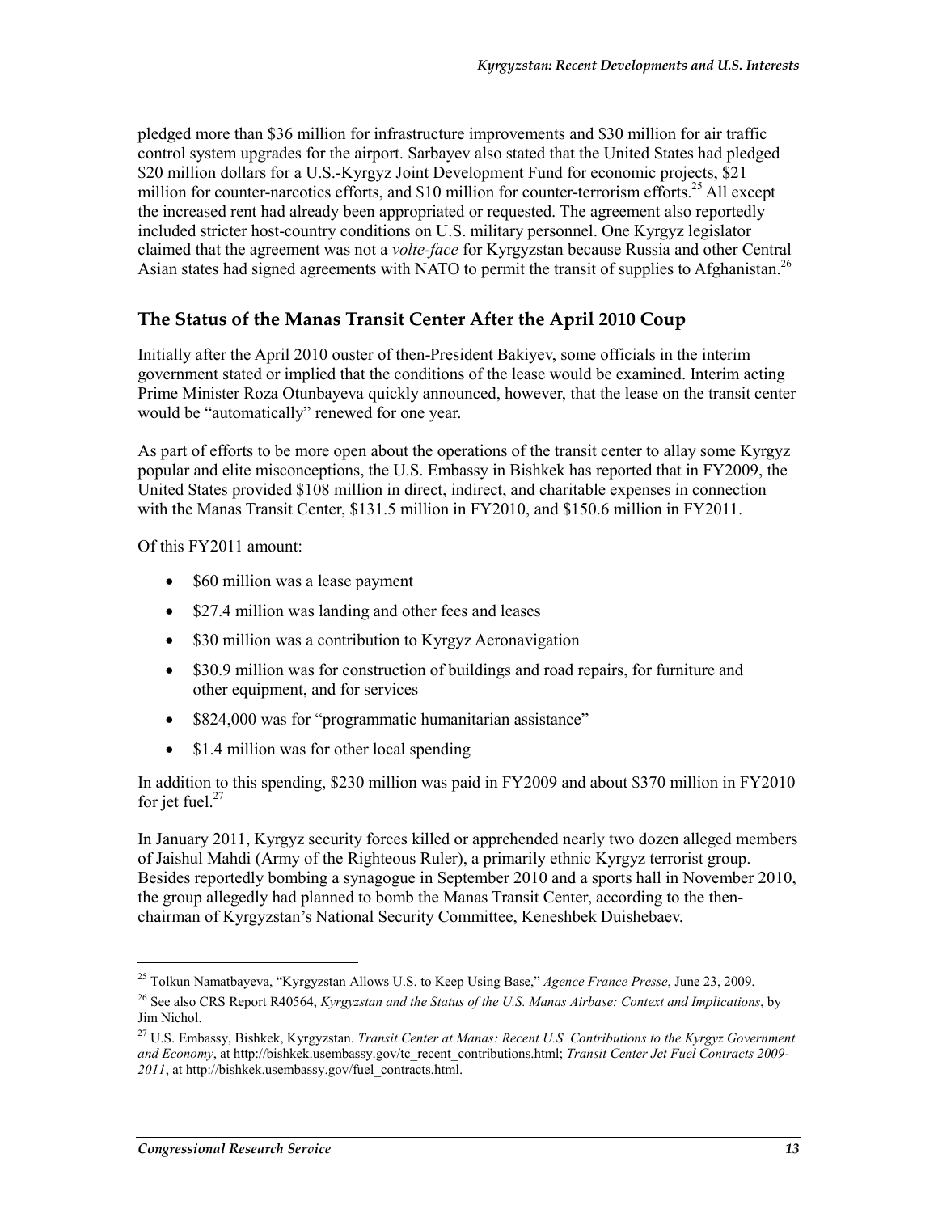pledged more than $36 million for infrastructure improvements and $30 million for air traffic control system upgrades for the airport. Sarbayev also stated that the United States had pledged $20 million dollars for a U.S.-Kyrgyz Joint Development Fund for economic projects, $21 million for counter-narcotics efforts, and $10 million for counter-terrorism efforts.[25] All except the increased rent had already been appropriated or requested. The agreement also reportedly included stricter host-country conditions on U.S. military personnel. One Kyrgyz legislator claimed that the agreement was not a *volte-face* for Kyrgyzstan because Russia and other Central Asian states had signed agreements with NATO to permit the transit of supplies to Afghanistan.[26]

## The Status of the Manas Transit Center After the April 2010 Coup

Initially after the April 2010 ouster of then-President Bakiyev, some officials in the interim government stated or implied that the conditions of the lease would be examined. Interim acting Prime Minister Roza Otunbayeva quickly announced, however, that the lease on the transit center would be "automatically" renewed for one year.

As part of efforts to be more open about the operations of the transit center to allay some Kyrgyz popular and elite misconceptions, the U.S. Embassy in Bishkek has reported that in FY2009, the United States provided $108 million in direct, indirect, and charitable expenses in connection with the Manas Transit Center, $131.5 million in FY2010, and $150.6 million in FY2011.

Of this FY2011 amount:

- $60 million was a lease payment
- $27.4 million was landing and other fees and leases
- $30 million was a contribution to Kyrgyz Aeronavigation
- $30.9 million was for construction of buildings and road repairs, for furniture and other equipment, and for services
- $824,000 was for "programmatic humanitarian assistance"
- $1.4 million was for other local spending

In addition to this spending, $230 million was paid in FY2009 and about $370 million in FY2010 for jet fuel.[27]

In January 2011, Kyrgyz security forces killed or apprehended nearly two dozen alleged members of Jaishul Mahdi (Army of the Righteous Ruler), a primarily ethnic Kyrgyz terrorist group. Besides reportedly bombing a synagogue in September 2010 and a sports hall in November 2010, the group allegedly had planned to bomb the Manas Transit Center, according to the then-chairman of Kyrgyzstan's National Security Committee, Keneshbek Duishebaev.

---

[25] Tolkun Namatbayeva, "Kyrgyzstan Allows U.S. to Keep Using Base," *Agence France Presse*, June 23, 2009.

[26] See also CRS Report R40564, *Kyrgyzstan and the Status of the U.S. Manas Airbase: Context and Implications*, by Jim Nichol.

[27] U.S. Embassy, Bishkek, Kyrgyzstan. *Transit Center at Manas: Recent U.S. Contributions to the Kyrgyz Government and Economy*, at http://bishkek.usembassy.gov/tc_recent_contributions.html; *Transit Center Jet Fuel Contracts 2009-2011*, at http://bishkek.usembassy.gov/fuel_contracts.html.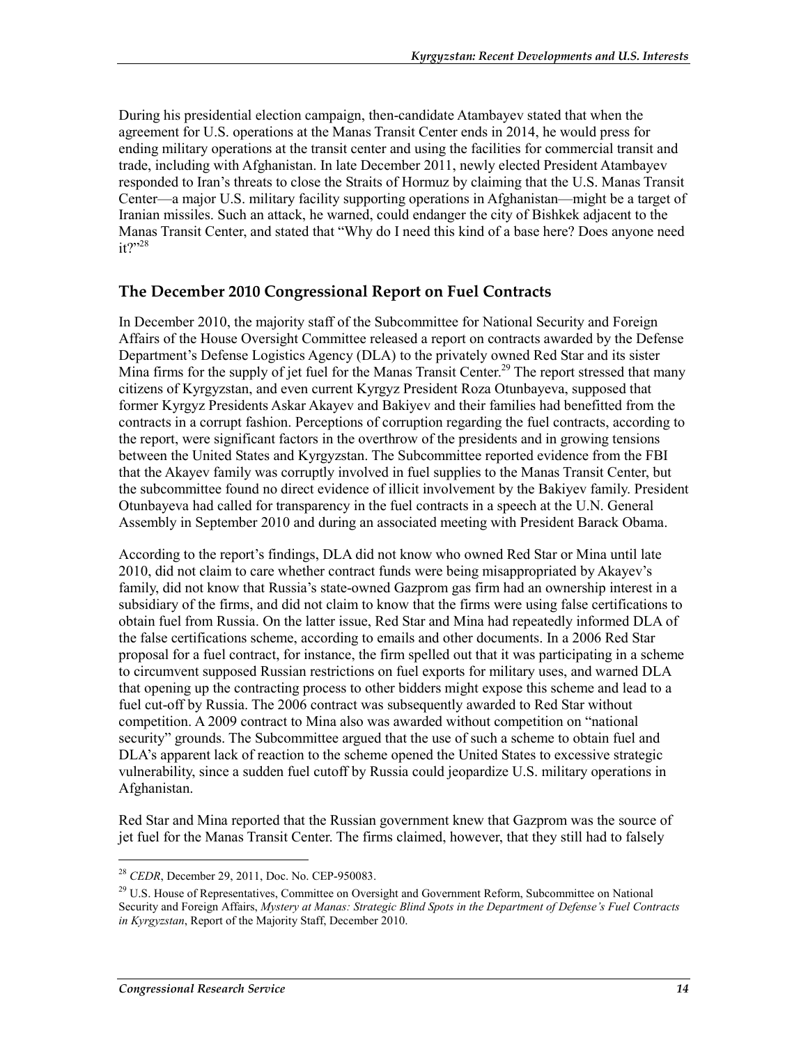During his presidential election campaign, then-candidate Atambayev stated that when the agreement for U.S. operations at the Manas Transit Center ends in 2014, he would press for ending military operations at the transit center and using the facilities for commercial transit and trade, including with Afghanistan. In late December 2011, newly elected President Atambayev responded to Iran's threats to close the Straits of Hormuz by claiming that the U.S. Manas Transit Center—a major U.S. military facility supporting operations in Afghanistan—might be a target of Iranian missiles. Such an attack, he warned, could endanger the city of Bishkek adjacent to the Manas Transit Center, and stated that "Why do I need this kind of a base here? Does anyone need it?"[28]

## The December 2010 Congressional Report on Fuel Contracts

In December 2010, the majority staff of the Subcommittee for National Security and Foreign Affairs of the House Oversight Committee released a report on contracts awarded by the Defense Department's Defense Logistics Agency (DLA) to the privately owned Red Star and its sister Mina firms for the supply of jet fuel for the Manas Transit Center.[29] The report stressed that many citizens of Kyrgyzstan, and even current Kyrgyz President Roza Otunbayeva, supposed that former Kyrgyz Presidents Askar Akayev and Bakiyev and their families had benefitted from the contracts in a corrupt fashion. Perceptions of corruption regarding the fuel contracts, according to the report, were significant factors in the overthrow of the presidents and in growing tensions between the United States and Kyrgyzstan. The Subcommittee reported evidence from the FBI that the Akayev family was corruptly involved in fuel supplies to the Manas Transit Center, but the subcommittee found no direct evidence of illicit involvement by the Bakiyev family. President Otunbayeva had called for transparency in the fuel contracts in a speech at the U.N. General Assembly in September 2010 and during an associated meeting with President Barack Obama.

According to the report's findings, DLA did not know who owned Red Star or Mina until late 2010, did not claim to care whether contract funds were being misappropriated by Akayev's family, did not know that Russia's state-owned Gazprom gas firm had an ownership interest in a subsidiary of the firms, and did not claim to know that the firms were using false certifications to obtain fuel from Russia. On the latter issue, Red Star and Mina had repeatedly informed DLA of the false certifications scheme, according to emails and other documents. In a 2006 Red Star proposal for a fuel contract, for instance, the firm spelled out that it was participating in a scheme to circumvent supposed Russian restrictions on fuel exports for military uses, and warned DLA that opening up the contracting process to other bidders might expose this scheme and lead to a fuel cut-off by Russia. The 2006 contract was subsequently awarded to Red Star without competition. A 2009 contract to Mina also was awarded without competition on "national security" grounds. The Subcommittee argued that the use of such a scheme to obtain fuel and DLA's apparent lack of reaction to the scheme opened the United States to excessive strategic vulnerability, since a sudden fuel cutoff by Russia could jeopardize U.S. military operations in Afghanistan.

Red Star and Mina reported that the Russian government knew that Gazprom was the source of jet fuel for the Manas Transit Center. The firms claimed, however, that they still had to falsely

---

[28] *CEDR*, December 29, 2011, Doc. No. CEP-950083.

[29] U.S. House of Representatives, Committee on Oversight and Government Reform, Subcommittee on National Security and Foreign Affairs, *Mystery at Manas: Strategic Blind Spots in the Department of Defense's Fuel Contracts in Kyrgyzstan*, Report of the Majority Staff, December 2010.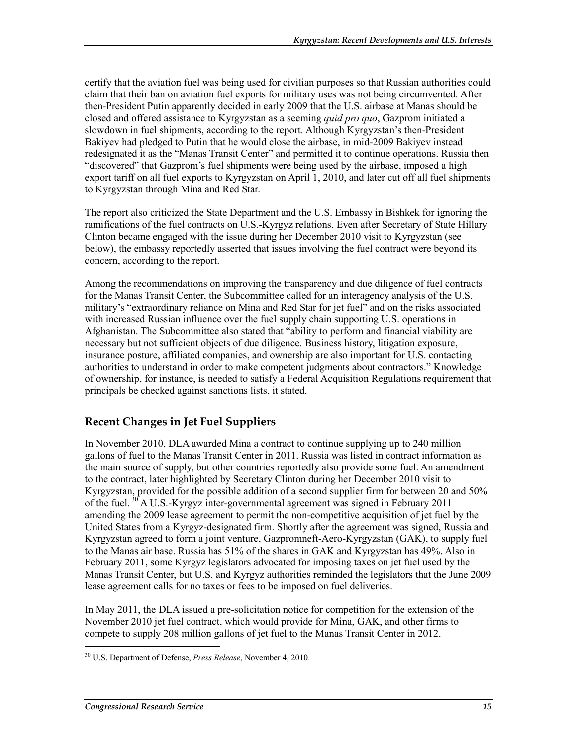certify that the aviation fuel was being used for civilian purposes so that Russian authorities could claim that their ban on aviation fuel exports for military uses was not being circumvented. After then-President Putin apparently decided in early 2009 that the U.S. airbase at Manas should be closed and offered assistance to Kyrgyzstan as a seeming *quid pro quo*, Gazprom initiated a slowdown in fuel shipments, according to the report. Although Kyrgyzstan's then-President Bakiyev had pledged to Putin that he would close the airbase, in mid-2009 Bakiyev instead redesignated it as the "Manas Transit Center" and permitted it to continue operations. Russia then "discovered" that Gazprom's fuel shipments were being used by the airbase, imposed a high export tariff on all fuel exports to Kyrgyzstan on April 1, 2010, and later cut off all fuel shipments to Kyrgyzstan through Mina and Red Star.

The report also criticized the State Department and the U.S. Embassy in Bishkek for ignoring the ramifications of the fuel contracts on U.S.-Kyrgyz relations. Even after Secretary of State Hillary Clinton became engaged with the issue during her December 2010 visit to Kyrgyzstan (see below), the embassy reportedly asserted that issues involving the fuel contract were beyond its concern, according to the report.

Among the recommendations on improving the transparency and due diligence of fuel contracts for the Manas Transit Center, the Subcommittee called for an interagency analysis of the U.S. military's "extraordinary reliance on Mina and Red Star for jet fuel" and on the risks associated with increased Russian influence over the fuel supply chain supporting U.S. operations in Afghanistan. The Subcommittee also stated that "ability to perform and financial viability are necessary but not sufficient objects of due diligence. Business history, litigation exposure, insurance posture, affiliated companies, and ownership are also important for U.S. contacting authorities to understand in order to make competent judgments about contractors." Knowledge of ownership, for instance, is needed to satisfy a Federal Acquisition Regulations requirement that principals be checked against sanctions lists, it stated.

## Recent Changes in Jet Fuel Suppliers

In November 2010, DLA awarded Mina a contract to continue supplying up to 240 million gallons of fuel to the Manas Transit Center in 2011. Russia was listed in contract information as the main source of supply, but other countries reportedly also provide some fuel. An amendment to the contract, later highlighted by Secretary Clinton during her December 2010 visit to Kyrgyzstan, provided for the possible addition of a second supplier firm for between 20 and 50% of the fuel.[30] A U.S.-Kyrgyz inter-governmental agreement was signed in February 2011 amending the 2009 lease agreement to permit the non-competitive acquisition of jet fuel by the United States from a Kyrgyz-designated firm. Shortly after the agreement was signed, Russia and Kyrgyzstan agreed to form a joint venture, Gazpromneft-Aero-Kyrgyzstan (GAK), to supply fuel to the Manas air base. Russia has 51% of the shares in GAK and Kyrgyzstan has 49%. Also in February 2011, some Kyrgyz legislators advocated for imposing taxes on jet fuel used by the Manas Transit Center, but U.S. and Kyrgyz authorities reminded the legislators that the June 2009 lease agreement calls for no taxes or fees to be imposed on fuel deliveries.

In May 2011, the DLA issued a pre-solicitation notice for competition for the extension of the November 2010 jet fuel contract, which would provide for Mina, GAK, and other firms to compete to supply 208 million gallons of jet fuel to the Manas Transit Center in 2012.

[30] U.S. Department of Defense, *Press Release*, November 4, 2010.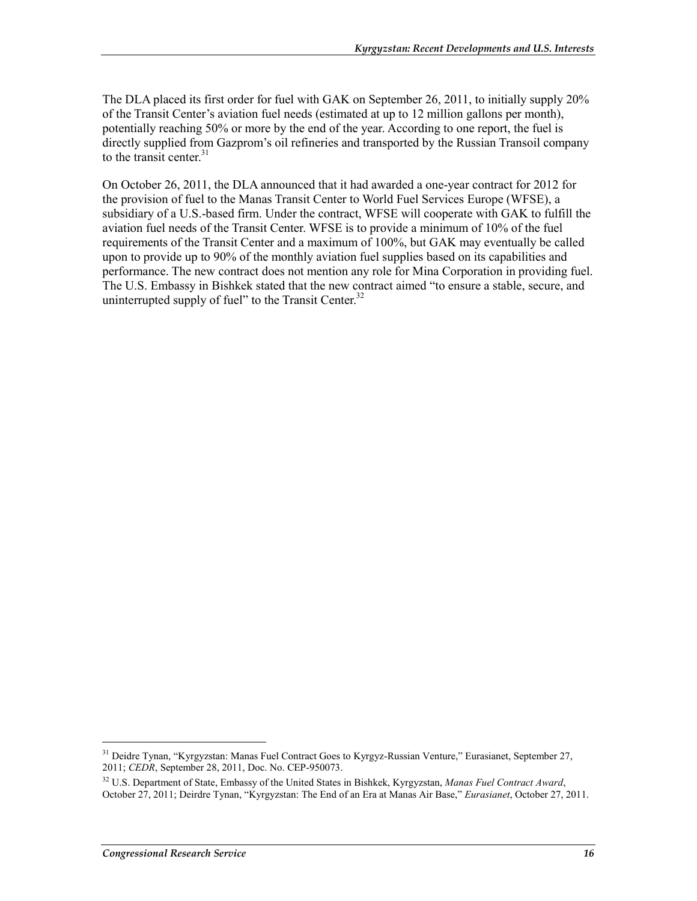The DLA placed its first order for fuel with GAK on September 26, 2011, to initially supply 20% of the Transit Center's aviation fuel needs (estimated at up to 12 million gallons per month), potentially reaching 50% or more by the end of the year. According to one report, the fuel is directly supplied from Gazprom's oil refineries and transported by the Russian Transoil company to the transit center.[31]

On October 26, 2011, the DLA announced that it had awarded a one-year contract for 2012 for the provision of fuel to the Manas Transit Center to World Fuel Services Europe (WFSE), a subsidiary of a U.S.-based firm. Under the contract, WFSE will cooperate with GAK to fulfill the aviation fuel needs of the Transit Center. WFSE is to provide a minimum of 10% of the fuel requirements of the Transit Center and a maximum of 100%, but GAK may eventually be called upon to provide up to 90% of the monthly aviation fuel supplies based on its capabilities and performance. The new contract does not mention any role for Mina Corporation in providing fuel. The U.S. Embassy in Bishkek stated that the new contract aimed "to ensure a stable, secure, and uninterrupted supply of fuel" to the Transit Center.[32]

---

[31] Deidre Tynan, "Kyrgyzstan: Manas Fuel Contract Goes to Kyrgyz-Russian Venture," Eurasianet, September 27, 2011; *CEDR*, September 28, 2011, Doc. No. CEP-950073.

[32] U.S. Department of State, Embassy of the United States in Bishkek, Kyrgyzstan, *Manas Fuel Contract Award*, October 27, 2011; Deirdre Tynan, "Kyrgyzstan: The End of an Era at Manas Air Base," *Eurasianet*, October 27, 2011.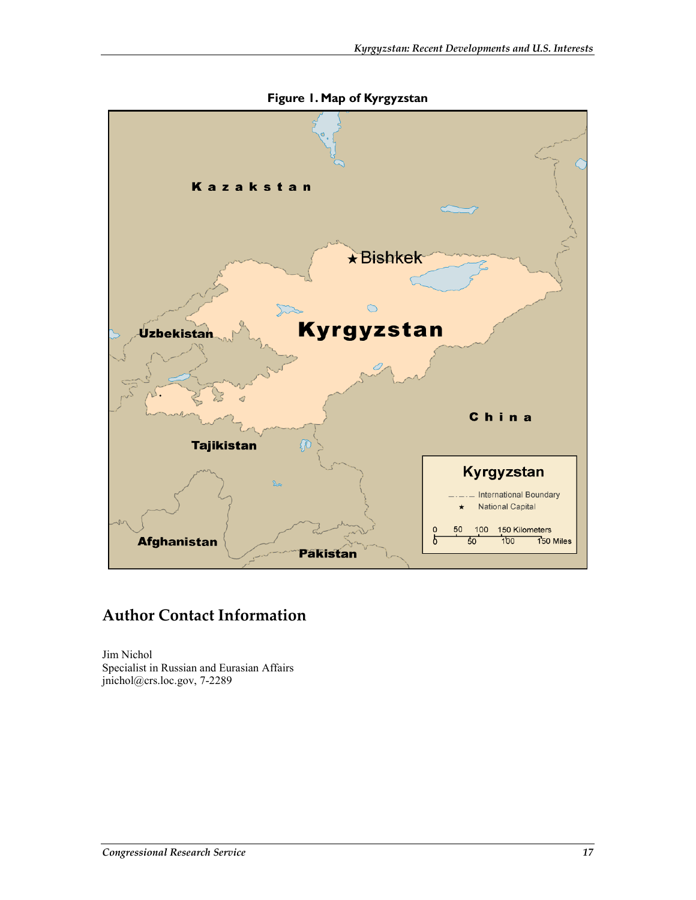**Figure 1. Map of Kyrgyzstan**

Kazakstan

Bishkek

Kyrgyzstan

Uzbekistan

China

Tajikistan

Afghanistan

Pakistan

Kyrgyzstan

International Boundary

National Capital

0 50 100 150 Kilometers

0 50 100 150 Miles

## Author Contact Information

Jim Nichol
Specialist in Russian and Eurasian Affairs
jnichol@crs.loc.gov, 7-2289